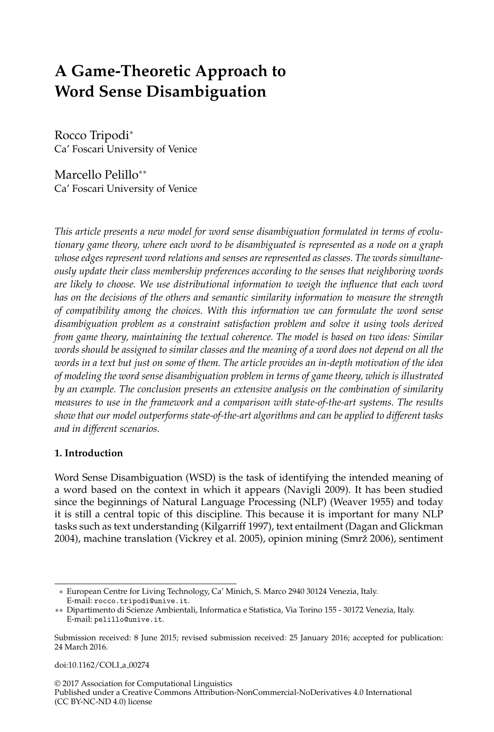# A Game-Theoretic Approach to Word Sense Disambiguation

Rocco Tripodi*
Ca' Foscari University of Venice

Marcello Pelillo**
Ca' Foscari University of Venice

*This article presents a new model for word sense disambiguation formulated in terms of evolutionary game theory, where each word to be disambiguated is represented as a node on a graph whose edges represent word relations and senses are represented as classes. The words simultaneously update their class membership preferences according to the senses that neighboring words are likely to choose. We use distributional information to weigh the influence that each word has on the decisions of the others and semantic similarity information to measure the strength of compatibility among the choices. With this information we can formulate the word sense disambiguation problem as a constraint satisfaction problem and solve it using tools derived from game theory, maintaining the textual coherence. The model is based on two ideas: Similar words should be assigned to similar classes and the meaning of a word does not depend on all the words in a text but just on some of them. The article provides an in-depth motivation of the idea of modeling the word sense disambiguation problem in terms of game theory, which is illustrated by an example. The conclusion presents an extensive analysis on the combination of similarity measures to use in the framework and a comparison with state-of-the-art systems. The results show that our model outperforms state-of-the-art algorithms and can be applied to different tasks and in different scenarios.*

## 1. Introduction

Word Sense Disambiguation (WSD) is the task of identifying the intended meaning of a word based on the context in which it appears (Navigli 2009). It has been studied since the beginnings of Natural Language Processing (NLP) (Weaver 1955) and today it is still a central topic of this discipline. This because it is important for many NLP tasks such as text understanding (Kilgarriff 1997), text entailment (Dagan and Glickman 2004), machine translation (Vickrey et al. 2005), opinion mining (Smrž 2006), sentiment

---

\* European Centre for Living Technology, Ca' Minich, S. Marco 2940 30124 Venezia, Italy. E-mail: rocco.tripodi@unive.it.

\*\* Dipartimento di Scienze Ambientali, Informatica e Statistica, Via Torino 155 - 30172 Venezia, Italy. E-mail: pelillo@unive.it.

Submission received: 8 June 2015; revised submission received: 25 January 2016; accepted for publication: 24 March 2016.

doi:10.1162/COLI_a_00274

© 2017 Association for Computational Linguistics
Published under a Creative Commons Attribution-NonCommercial-NoDerivatives 4.0 International (CC BY-NC-ND 4.0) license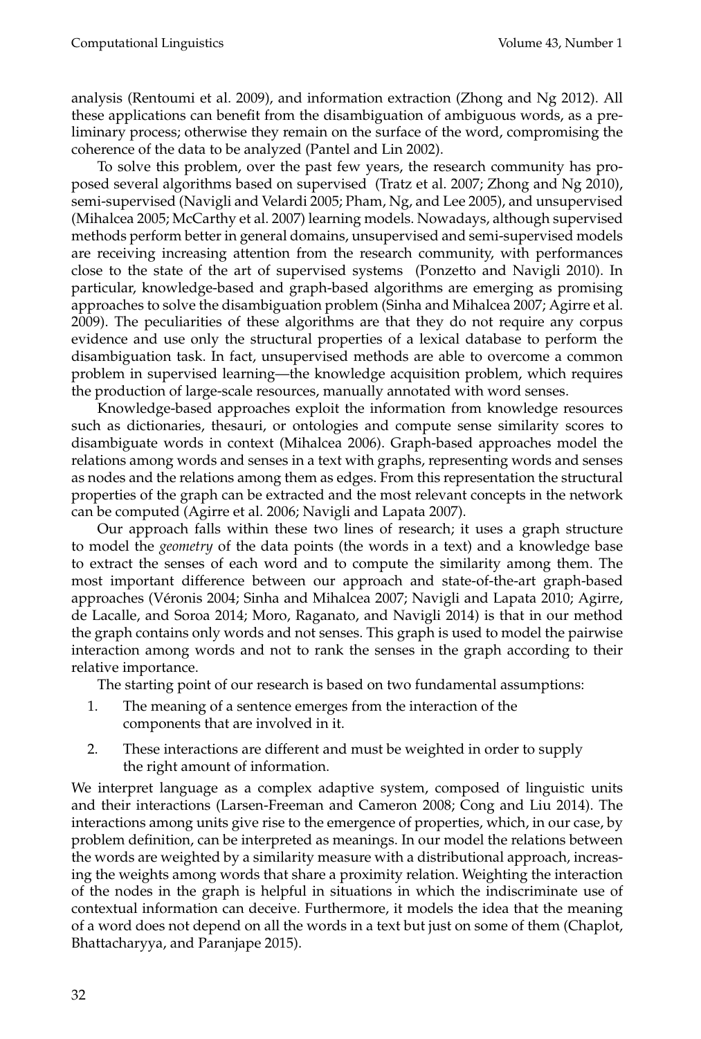analysis (Rentoumi et al. 2009), and information extraction (Zhong and Ng 2012). All these applications can benefit from the disambiguation of ambiguous words, as a preliminary process; otherwise they remain on the surface of the word, compromising the coherence of the data to be analyzed (Pantel and Lin 2002).

To solve this problem, over the past few years, the research community has proposed several algorithms based on supervised (Tratz et al. 2007; Zhong and Ng 2010), semi-supervised (Navigli and Velardi 2005; Pham, Ng, and Lee 2005), and unsupervised (Mihalcea 2005; McCarthy et al. 2007) learning models. Nowadays, although supervised methods perform better in general domains, unsupervised and semi-supervised models are receiving increasing attention from the research community, with performances close to the state of the art of supervised systems (Ponzetto and Navigli 2010). In particular, knowledge-based and graph-based algorithms are emerging as promising approaches to solve the disambiguation problem (Sinha and Mihalcea 2007; Agirre et al. 2009). The peculiarities of these algorithms are that they do not require any corpus evidence and use only the structural properties of a lexical database to perform the disambiguation task. In fact, unsupervised methods are able to overcome a common problem in supervised learning—the knowledge acquisition problem, which requires the production of large-scale resources, manually annotated with word senses.

Knowledge-based approaches exploit the information from knowledge resources such as dictionaries, thesauri, or ontologies and compute sense similarity scores to disambiguate words in context (Mihalcea 2006). Graph-based approaches model the relations among words and senses in a text with graphs, representing words and senses as nodes and the relations among them as edges. From this representation the structural properties of the graph can be extracted and the most relevant concepts in the network can be computed (Agirre et al. 2006; Navigli and Lapata 2007).

Our approach falls within these two lines of research; it uses a graph structure to model the *geometry* of the data points (the words in a text) and a knowledge base to extract the senses of each word and to compute the similarity among them. The most important difference between our approach and state-of-the-art graph-based approaches (Véronis 2004; Sinha and Mihalcea 2007; Navigli and Lapata 2010; Agirre, de Lacalle, and Soroa 2014; Moro, Raganato, and Navigli 2014) is that in our method the graph contains only words and not senses. This graph is used to model the pairwise interaction among words and not to rank the senses in the graph according to their relative importance.

The starting point of our research is based on two fundamental assumptions:

1. The meaning of a sentence emerges from the interaction of the components that are involved in it.
2. These interactions are different and must be weighted in order to supply the right amount of information.

We interpret language as a complex adaptive system, composed of linguistic units and their interactions (Larsen-Freeman and Cameron 2008; Cong and Liu 2014). The interactions among units give rise to the emergence of properties, which, in our case, by problem definition, can be interpreted as meanings. In our model the relations between the words are weighted by a similarity measure with a distributional approach, increasing the weights among words that share a proximity relation. Weighting the interaction of the nodes in the graph is helpful in situations in which the indiscriminate use of contextual information can deceive. Furthermore, it models the idea that the meaning of a word does not depend on all the words in a text but just on some of them (Chaplot, Bhattacharyya, and Paranjape 2015).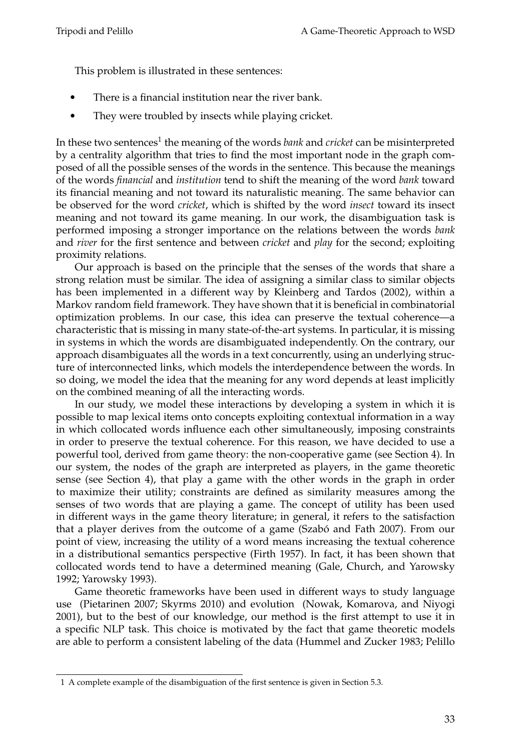This problem is illustrated in these sentences:

- There is a financial institution near the river bank.
- They were troubled by insects while playing cricket.

In these two sentences[1] the meaning of the words *bank* and *cricket* can be misinterpreted by a centrality algorithm that tries to find the most important node in the graph composed of all the possible senses of the words in the sentence. This because the meanings of the words *financial* and *institution* tend to shift the meaning of the word *bank* toward its financial meaning and not toward its naturalistic meaning. The same behavior can be observed for the word *cricket*, which is shifted by the word *insect* toward its insect meaning and not toward its game meaning. In our work, the disambiguation task is performed imposing a stronger importance on the relations between the words *bank* and *river* for the first sentence and between *cricket* and *play* for the second; exploiting proximity relations.

Our approach is based on the principle that the senses of the words that share a strong relation must be similar. The idea of assigning a similar class to similar objects has been implemented in a different way by Kleinberg and Tardos (2002), within a Markov random field framework. They have shown that it is beneficial in combinatorial optimization problems. In our case, this idea can preserve the textual coherence—a characteristic that is missing in many state-of-the-art systems. In particular, it is missing in systems in which the words are disambiguated independently. On the contrary, our approach disambiguates all the words in a text concurrently, using an underlying structure of interconnected links, which models the interdependence between the words. In so doing, we model the idea that the meaning for any word depends at least implicitly on the combined meaning of all the interacting words.

In our study, we model these interactions by developing a system in which it is possible to map lexical items onto concepts exploiting contextual information in a way in which collocated words influence each other simultaneously, imposing constraints in order to preserve the textual coherence. For this reason, we have decided to use a powerful tool, derived from game theory: the non-cooperative game (see Section 4). In our system, the nodes of the graph are interpreted as players, in the game theoretic sense (see Section 4), that play a game with the other words in the graph in order to maximize their utility; constraints are defined as similarity measures among the senses of two words that are playing a game. The concept of utility has been used in different ways in the game theory literature; in general, it refers to the satisfaction that a player derives from the outcome of a game (Szabó and Fath 2007). From our point of view, increasing the utility of a word means increasing the textual coherence in a distributional semantics perspective (Firth 1957). In fact, it has been shown that collocated words tend to have a determined meaning (Gale, Church, and Yarowsky 1992; Yarowsky 1993).

Game theoretic frameworks have been used in different ways to study language use (Pietarinen 2007; Skyrms 2010) and evolution (Nowak, Komarova, and Niyogi 2001), but to the best of our knowledge, our method is the first attempt to use it in a specific NLP task. This choice is motivated by the fact that game theoretic models are able to perform a consistent labeling of the data (Hummel and Zucker 1983; Pelillo

---

1 A complete example of the disambiguation of the first sentence is given in Section 5.3.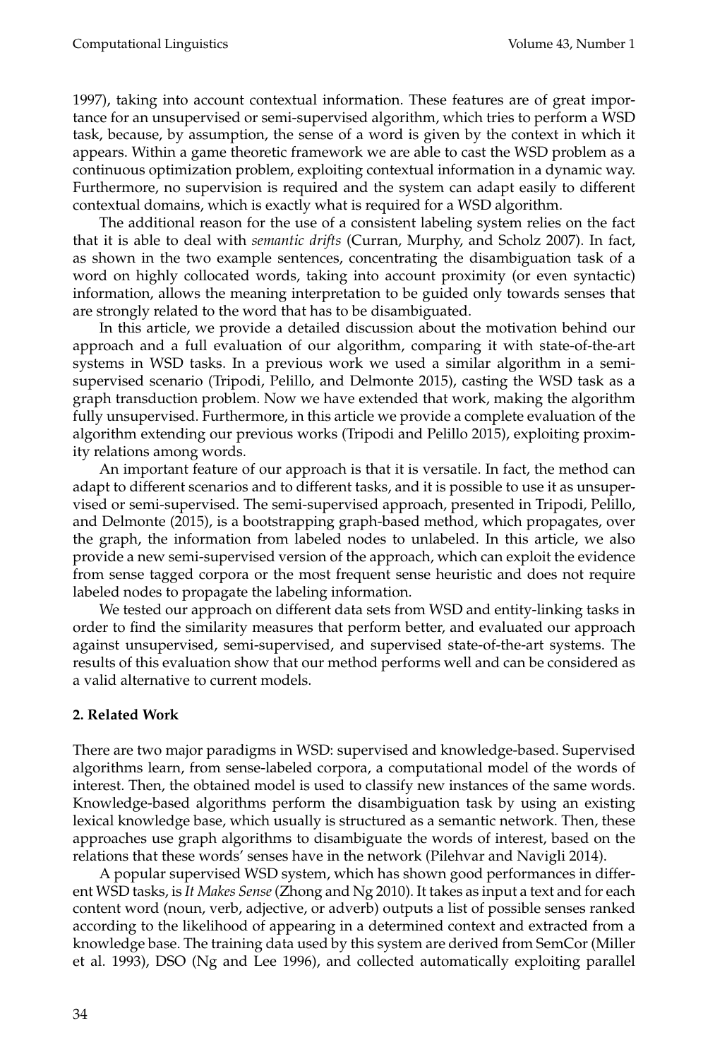1997), taking into account contextual information. These features are of great importance for an unsupervised or semi-supervised algorithm, which tries to perform a WSD task, because, by assumption, the sense of a word is given by the context in which it appears. Within a game theoretic framework we are able to cast the WSD problem as a continuous optimization problem, exploiting contextual information in a dynamic way. Furthermore, no supervision is required and the system can adapt easily to different contextual domains, which is exactly what is required for a WSD algorithm.

The additional reason for the use of a consistent labeling system relies on the fact that it is able to deal with *semantic drifts* (Curran, Murphy, and Scholz 2007). In fact, as shown in the two example sentences, concentrating the disambiguation task of a word on highly collocated words, taking into account proximity (or even syntactic) information, allows the meaning interpretation to be guided only towards senses that are strongly related to the word that has to be disambiguated.

In this article, we provide a detailed discussion about the motivation behind our approach and a full evaluation of our algorithm, comparing it with state-of-the-art systems in WSD tasks. In a previous work we used a similar algorithm in a semi-supervised scenario (Tripodi, Pelillo, and Delmonte 2015), casting the WSD task as a graph transduction problem. Now we have extended that work, making the algorithm fully unsupervised. Furthermore, in this article we provide a complete evaluation of the algorithm extending our previous works (Tripodi and Pelillo 2015), exploiting proximity relations among words.

An important feature of our approach is that it is versatile. In fact, the method can adapt to different scenarios and to different tasks, and it is possible to use it as unsupervised or semi-supervised. The semi-supervised approach, presented in Tripodi, Pelillo, and Delmonte (2015), is a bootstrapping graph-based method, which propagates, over the graph, the information from labeled nodes to unlabeled. In this article, we also provide a new semi-supervised version of the approach, which can exploit the evidence from sense tagged corpora or the most frequent sense heuristic and does not require labeled nodes to propagate the labeling information.

We tested our approach on different data sets from WSD and entity-linking tasks in order to find the similarity measures that perform better, and evaluated our approach against unsupervised, semi-supervised, and supervised state-of-the-art systems. The results of this evaluation show that our method performs well and can be considered as a valid alternative to current models.

## 2. Related Work

There are two major paradigms in WSD: supervised and knowledge-based. Supervised algorithms learn, from sense-labeled corpora, a computational model of the words of interest. Then, the obtained model is used to classify new instances of the same words. Knowledge-based algorithms perform the disambiguation task by using an existing lexical knowledge base, which usually is structured as a semantic network. Then, these approaches use graph algorithms to disambiguate the words of interest, based on the relations that these words' senses have in the network (Pilehvar and Navigli 2014).

A popular supervised WSD system, which has shown good performances in different WSD tasks, is *It Makes Sense* (Zhong and Ng 2010). It takes as input a text and for each content word (noun, verb, adjective, or adverb) outputs a list of possible senses ranked according to the likelihood of appearing in a determined context and extracted from a knowledge base. The training data used by this system are derived from SemCor (Miller et al. 1993), DSO (Ng and Lee 1996), and collected automatically exploiting parallel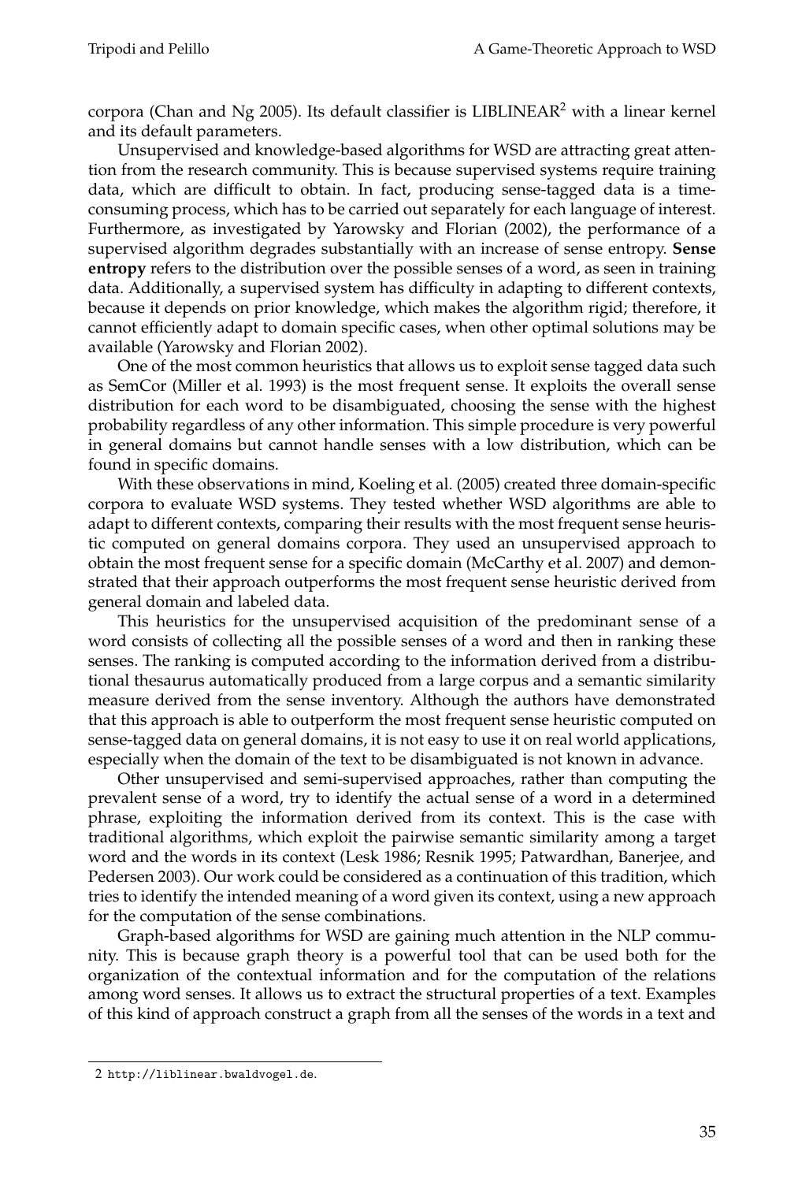corpora (Chan and Ng 2005). Its default classifier is LIBLINEAR[2] with a linear kernel and its default parameters.

Unsupervised and knowledge-based algorithms for WSD are attracting great attention from the research community. This is because supervised systems require training data, which are difficult to obtain. In fact, producing sense-tagged data is a time-consuming process, which has to be carried out separately for each language of interest. Furthermore, as investigated by Yarowsky and Florian (2002), the performance of a supervised algorithm degrades substantially with an increase of sense entropy. **Sense entropy** refers to the distribution over the possible senses of a word, as seen in training data. Additionally, a supervised system has difficulty in adapting to different contexts, because it depends on prior knowledge, which makes the algorithm rigid; therefore, it cannot efficiently adapt to domain specific cases, when other optimal solutions may be available (Yarowsky and Florian 2002).

One of the most common heuristics that allows us to exploit sense tagged data such as SemCor (Miller et al. 1993) is the most frequent sense. It exploits the overall sense distribution for each word to be disambiguated, choosing the sense with the highest probability regardless of any other information. This simple procedure is very powerful in general domains but cannot handle senses with a low distribution, which can be found in specific domains.

With these observations in mind, Koeling et al. (2005) created three domain-specific corpora to evaluate WSD systems. They tested whether WSD algorithms are able to adapt to different contexts, comparing their results with the most frequent sense heuristic computed on general domains corpora. They used an unsupervised approach to obtain the most frequent sense for a specific domain (McCarthy et al. 2007) and demonstrated that their approach outperforms the most frequent sense heuristic derived from general domain and labeled data.

This heuristics for the unsupervised acquisition of the predominant sense of a word consists of collecting all the possible senses of a word and then in ranking these senses. The ranking is computed according to the information derived from a distributional thesaurus automatically produced from a large corpus and a semantic similarity measure derived from the sense inventory. Although the authors have demonstrated that this approach is able to outperform the most frequent sense heuristic computed on sense-tagged data on general domains, it is not easy to use it on real world applications, especially when the domain of the text to be disambiguated is not known in advance.

Other unsupervised and semi-supervised approaches, rather than computing the prevalent sense of a word, try to identify the actual sense of a word in a determined phrase, exploiting the information derived from its context. This is the case with traditional algorithms, which exploit the pairwise semantic similarity among a target word and the words in its context (Lesk 1986; Resnik 1995; Patwardhan, Banerjee, and Pedersen 2003). Our work could be considered as a continuation of this tradition, which tries to identify the intended meaning of a word given its context, using a new approach for the computation of the sense combinations.

Graph-based algorithms for WSD are gaining much attention in the NLP community. This is because graph theory is a powerful tool that can be used both for the organization of the contextual information and for the computation of the relations among word senses. It allows us to extract the structural properties of a text. Examples of this kind of approach construct a graph from all the senses of the words in a text and

2 http://liblinear.bwaldvogel.de.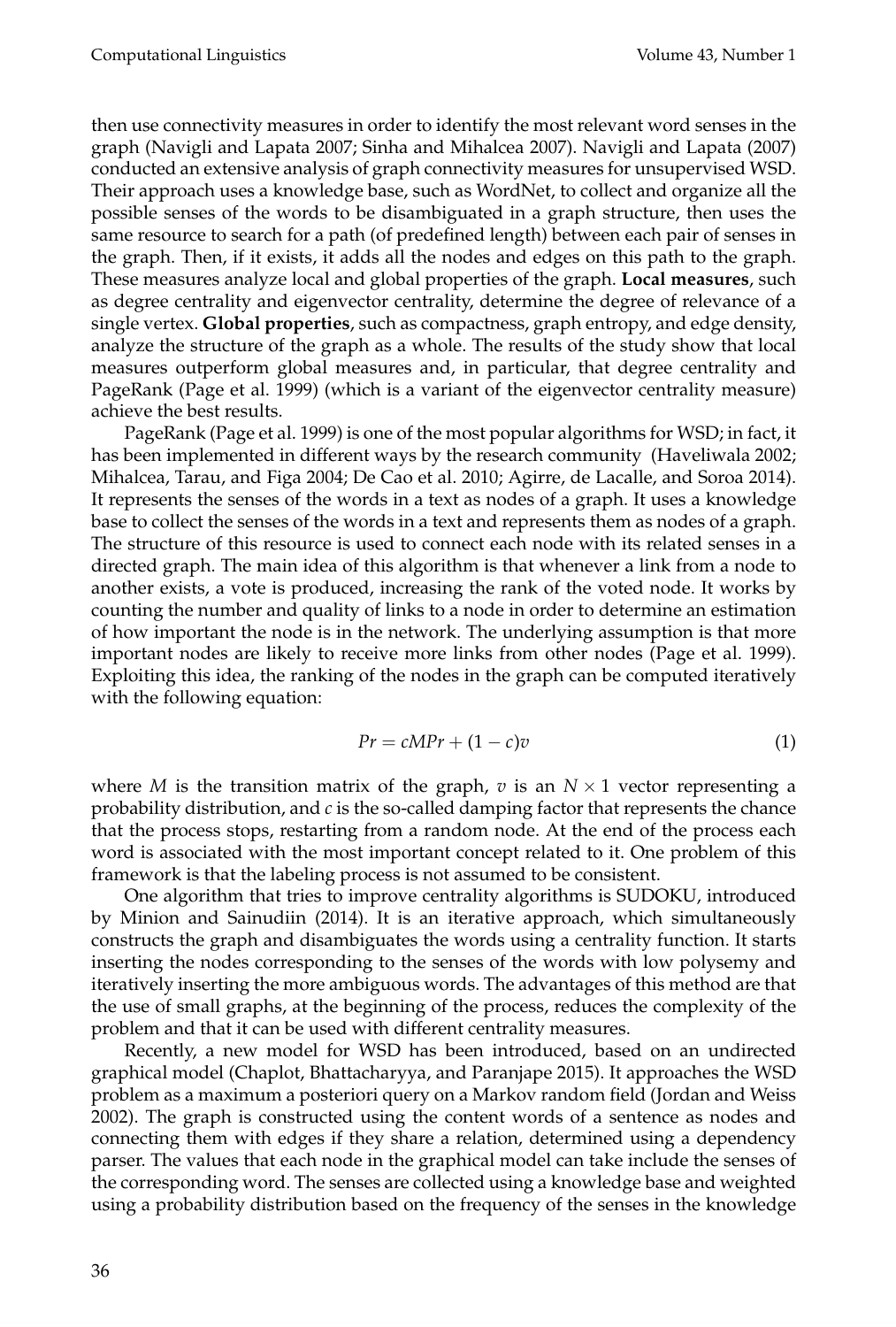then use connectivity measures in order to identify the most relevant word senses in the graph (Navigli and Lapata 2007; Sinha and Mihalcea 2007). Navigli and Lapata (2007) conducted an extensive analysis of graph connectivity measures for unsupervised WSD. Their approach uses a knowledge base, such as WordNet, to collect and organize all the possible senses of the words to be disambiguated in a graph structure, then uses the same resource to search for a path (of predefined length) between each pair of senses in the graph. Then, if it exists, it adds all the nodes and edges on this path to the graph. These measures analyze local and global properties of the graph. **Local measures**, such as degree centrality and eigenvector centrality, determine the degree of relevance of a single vertex. **Global properties**, such as compactness, graph entropy, and edge density, analyze the structure of the graph as a whole. The results of the study show that local measures outperform global measures and, in particular, that degree centrality and PageRank (Page et al. 1999) (which is a variant of the eigenvector centrality measure) achieve the best results.

PageRank (Page et al. 1999) is one of the most popular algorithms for WSD; in fact, it has been implemented in different ways by the research community (Haveliwala 2002; Mihalcea, Tarau, and Figa 2004; De Cao et al. 2010; Agirre, de Lacalle, and Soroa 2014). It represents the senses of the words in a text as nodes of a graph. It uses a knowledge base to collect the senses of the words in a text and represents them as nodes of a graph. The structure of this resource is used to connect each node with its related senses in a directed graph. The main idea of this algorithm is that whenever a link from a node to another exists, a vote is produced, increasing the rank of the voted node. It works by counting the number and quality of links to a node in order to determine an estimation of how important the node is in the network. The underlying assumption is that more important nodes are likely to receive more links from other nodes (Page et al. 1999). Exploiting this idea, the ranking of the nodes in the graph can be computed iteratively with the following equation:

$$Pr = cMPr + (1 - c)v \tag{1}$$

where $M$ is the transition matrix of the graph, $v$ is an $N \times 1$ vector representing a probability distribution, and $c$ is the so-called damping factor that represents the chance that the process stops, restarting from a random node. At the end of the process each word is associated with the most important concept related to it. One problem of this framework is that the labeling process is not assumed to be consistent.

One algorithm that tries to improve centrality algorithms is SUDOKU, introduced by Minion and Sainudiin (2014). It is an iterative approach, which simultaneously constructs the graph and disambiguates the words using a centrality function. It starts inserting the nodes corresponding to the senses of the words with low polysemy and iteratively inserting the more ambiguous words. The advantages of this method are that the use of small graphs, at the beginning of the process, reduces the complexity of the problem and that it can be used with different centrality measures.

Recently, a new model for WSD has been introduced, based on an undirected graphical model (Chaplot, Bhattacharyya, and Paranjape 2015). It approaches the WSD problem as a maximum a posteriori query on a Markov random field (Jordan and Weiss 2002). The graph is constructed using the content words of a sentence as nodes and connecting them with edges if they share a relation, determined using a dependency parser. The values that each node in the graphical model can take include the senses of the corresponding word. The senses are collected using a knowledge base and weighted using a probability distribution based on the frequency of the senses in the knowledge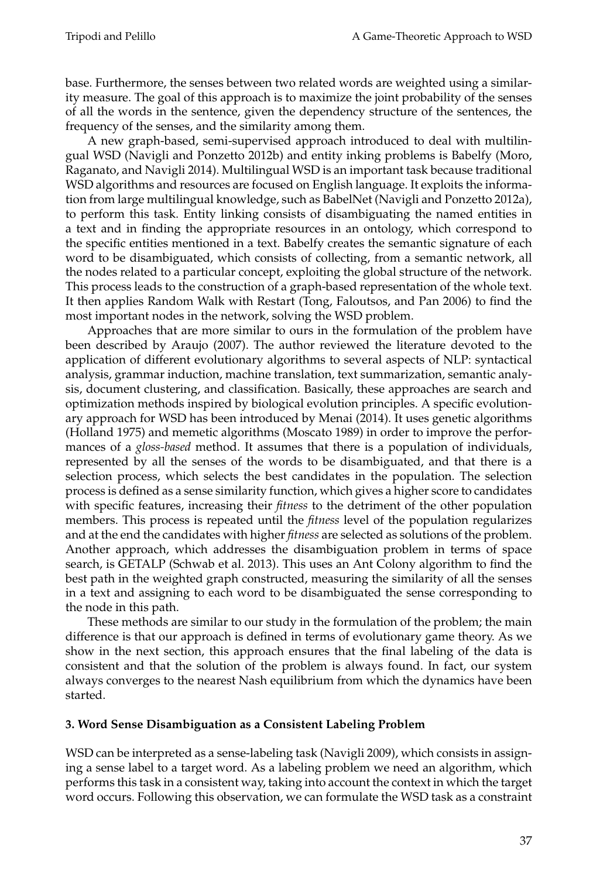base. Furthermore, the senses between two related words are weighted using a similarity measure. The goal of this approach is to maximize the joint probability of the senses of all the words in the sentence, given the dependency structure of the sentences, the frequency of the senses, and the similarity among them.

A new graph-based, semi-supervised approach introduced to deal with multilingual WSD (Navigli and Ponzetto 2012b) and entity inking problems is Babelfy (Moro, Raganato, and Navigli 2014). Multilingual WSD is an important task because traditional WSD algorithms and resources are focused on English language. It exploits the information from large multilingual knowledge, such as BabelNet (Navigli and Ponzetto 2012a), to perform this task. Entity linking consists of disambiguating the named entities in a text and in finding the appropriate resources in an ontology, which correspond to the specific entities mentioned in a text. Babelfy creates the semantic signature of each word to be disambiguated, which consists of collecting, from a semantic network, all the nodes related to a particular concept, exploiting the global structure of the network. This process leads to the construction of a graph-based representation of the whole text. It then applies Random Walk with Restart (Tong, Faloutsos, and Pan 2006) to find the most important nodes in the network, solving the WSD problem.

Approaches that are more similar to ours in the formulation of the problem have been described by Araujo (2007). The author reviewed the literature devoted to the application of different evolutionary algorithms to several aspects of NLP: syntactical analysis, grammar induction, machine translation, text summarization, semantic analysis, document clustering, and classification. Basically, these approaches are search and optimization methods inspired by biological evolution principles. A specific evolutionary approach for WSD has been introduced by Menai (2014). It uses genetic algorithms (Holland 1975) and memetic algorithms (Moscato 1989) in order to improve the performances of a *gloss-based* method. It assumes that there is a population of individuals, represented by all the senses of the words to be disambiguated, and that there is a selection process, which selects the best candidates in the population. The selection process is defined as a sense similarity function, which gives a higher score to candidates with specific features, increasing their *fitness* to the detriment of the other population members. This process is repeated until the *fitness* level of the population regularizes and at the end the candidates with higher *fitness* are selected as solutions of the problem. Another approach, which addresses the disambiguation problem in terms of space search, is GETALP (Schwab et al. 2013). This uses an Ant Colony algorithm to find the best path in the weighted graph constructed, measuring the similarity of all the senses in a text and assigning to each word to be disambiguated the sense corresponding to the node in this path.

These methods are similar to our study in the formulation of the problem; the main difference is that our approach is defined in terms of evolutionary game theory. As we show in the next section, this approach ensures that the final labeling of the data is consistent and that the solution of the problem is always found. In fact, our system always converges to the nearest Nash equilibrium from which the dynamics have been started.

## 3. Word Sense Disambiguation as a Consistent Labeling Problem

WSD can be interpreted as a sense-labeling task (Navigli 2009), which consists in assigning a sense label to a target word. As a labeling problem we need an algorithm, which performs this task in a consistent way, taking into account the context in which the target word occurs. Following this observation, we can formulate the WSD task as a constraint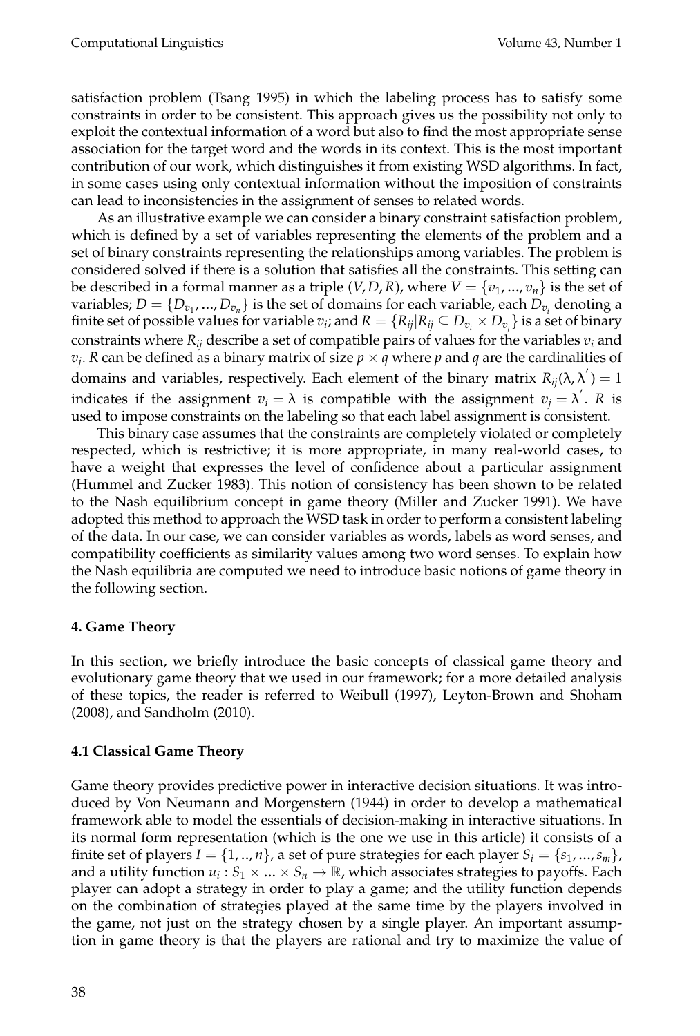satisfaction problem (Tsang 1995) in which the labeling process has to satisfy some constraints in order to be consistent. This approach gives us the possibility not only to exploit the contextual information of a word but also to find the most appropriate sense association for the target word and the words in its context. This is the most important contribution of our work, which distinguishes it from existing WSD algorithms. In fact, in some cases using only contextual information without the imposition of constraints can lead to inconsistencies in the assignment of senses to related words.

As an illustrative example we can consider a binary constraint satisfaction problem, which is defined by a set of variables representing the elements of the problem and a set of binary constraints representing the relationships among variables. The problem is considered solved if there is a solution that satisfies all the constraints. This setting can be described in a formal manner as a triple $(V, D, R)$, where $V = \{v_1, ..., v_n\}$ is the set of variables; $D = \{D_{v_1}, ..., D_{v_n}\}$ is the set of domains for each variable, each $D_{v_i}$ denoting a finite set of possible values for variable $v_i$; and $R = \{R_{ij} | R_{ij} \subseteq D_{v_i} \times D_{v_j}\}$ is a set of binary constraints where $R_{ij}$ describe a set of compatible pairs of values for the variables $v_i$ and $v_j$. $R$ can be defined as a binary matrix of size $p \times q$ where $p$ and $q$ are the cardinalities of domains and variables, respectively. Each element of the binary matrix $R_{ij}(\lambda, \lambda^{'}) = 1$ indicates if the assignment $v_i = \lambda$ is compatible with the assignment $v_j = \lambda^{'}$. $R$ is used to impose constraints on the labeling so that each label assignment is consistent.

This binary case assumes that the constraints are completely violated or completely respected, which is restrictive; it is more appropriate, in many real-world cases, to have a weight that expresses the level of confidence about a particular assignment (Hummel and Zucker 1983). This notion of consistency has been shown to be related to the Nash equilibrium concept in game theory (Miller and Zucker 1991). We have adopted this method to approach the WSD task in order to perform a consistent labeling of the data. In our case, we can consider variables as words, labels as word senses, and compatibility coefficients as similarity values among two word senses. To explain how the Nash equilibria are computed we need to introduce basic notions of game theory in the following section.

## 4. Game Theory

In this section, we briefly introduce the basic concepts of classical game theory and evolutionary game theory that we used in our framework; for a more detailed analysis of these topics, the reader is referred to Weibull (1997), Leyton-Brown and Shoham (2008), and Sandholm (2010).

### 4.1 Classical Game Theory

Game theory provides predictive power in interactive decision situations. It was introduced by Von Neumann and Morgenstern (1944) in order to develop a mathematical framework able to model the essentials of decision-making in interactive situations. In its normal form representation (which is the one we use in this article) it consists of a finite set of players $I = \{1, .., n\}$, a set of pure strategies for each player $S_i = \{s_1, ..., s_m\}$, and a utility function $u_i : S_1 \times ... \times S_n \rightarrow \mathbb{R}$, which associates strategies to payoffs. Each player can adopt a strategy in order to play a game; and the utility function depends on the combination of strategies played at the same time by the players involved in the game, not just on the strategy chosen by a single player. An important assumption in game theory is that the players are rational and try to maximize the value of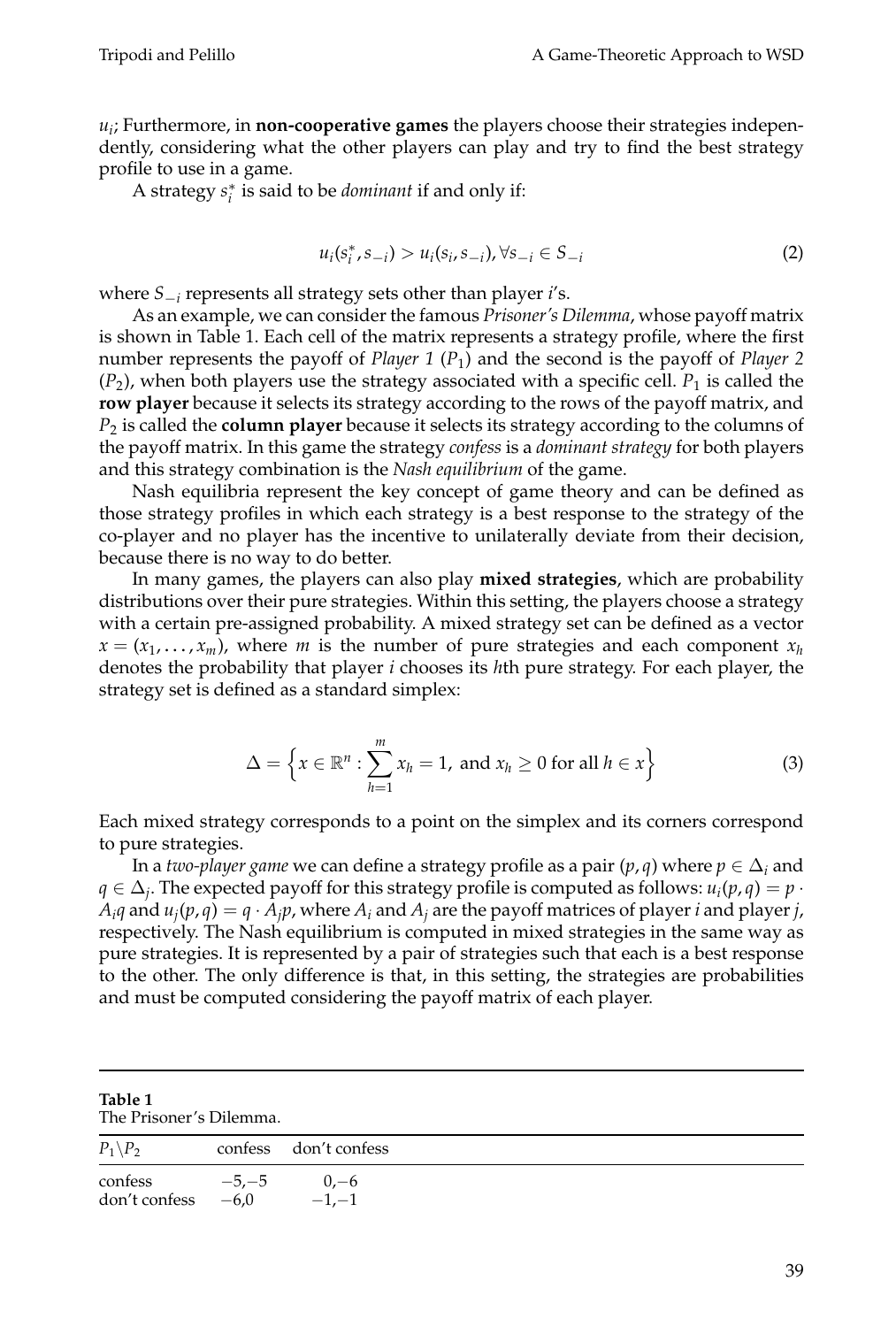$u_i$; Furthermore, in **non-cooperative games** the players choose their strategies independently, considering what the other players can play and try to find the best strategy profile to use in a game.

A strategy $s_i^*$ is said to be *dominant* if and only if:

$$u_i(s_i^*, s_{-i}) > u_i(s_i, s_{-i}), \forall s_{-i} \in S_{-i} \tag{2}$$

where $S_{-i}$ represents all strategy sets other than player $i$'s.

As an example, we can consider the famous *Prisoner's Dilemma*, whose payoff matrix is shown in Table 1. Each cell of the matrix represents a strategy profile, where the first number represents the payoff of *Player 1* ($P_1$) and the second is the payoff of *Player 2* ($P_2$), when both players use the strategy associated with a specific cell. $P_1$ is called the **row player** because it selects its strategy according to the rows of the payoff matrix, and $P_2$ is called the **column player** because it selects its strategy according to the columns of the payoff matrix. In this game the strategy *confess* is a *dominant strategy* for both players and this strategy combination is the *Nash equilibrium* of the game.

Nash equilibria represent the key concept of game theory and can be defined as those strategy profiles in which each strategy is a best response to the strategy of the co-player and no player has the incentive to unilaterally deviate from their decision, because there is no way to do better.

In many games, the players can also play **mixed strategies**, which are probability distributions over their pure strategies. Within this setting, the players choose a strategy with a certain pre-assigned probability. A mixed strategy set can be defined as a vector $x = (x_1, \ldots, x_m)$, where $m$ is the number of pure strategies and each component $x_h$ denotes the probability that player $i$ chooses its $h$th pure strategy. For each player, the strategy set is defined as a standard simplex:

$$\Delta = \left\{ x \in \mathbb{R}^n : \sum_{h=1}^{m} x_h = 1, \text{ and } x_h \geq 0 \text{ for all } h \in x \right\} \tag{3}$$

Each mixed strategy corresponds to a point on the simplex and its corners correspond to pure strategies.

In a *two-player game* we can define a strategy profile as a pair $(p, q)$ where $p \in \Delta_i$ and $q \in \Delta_j$. The expected payoff for this strategy profile is computed as follows: $u_i(p, q) = p \cdot A_i q$ and $u_j(p, q) = q \cdot A_j p$, where $A_i$ and $A_j$ are the payoff matrices of player $i$ and player $j$, respectively. The Nash equilibrium is computed in mixed strategies in the same way as pure strategies. It is represented by a pair of strategies such that each is a best response to the other. The only difference is that, in this setting, the strategies are probabilities and must be computed considering the payoff matrix of each player.

**Table 1**
The Prisoner's Dilemma.

| $P_1 \backslash P_2$ | confess | don't confess |
|---|---|---|
| confess | −5,−5 | 0,−6 |
| don't confess | −6,0 | −1,−1 |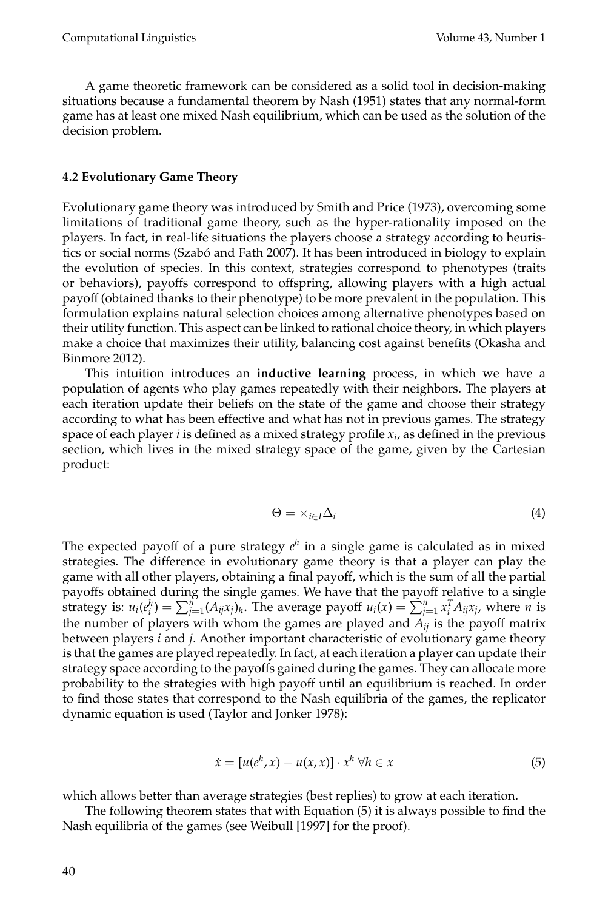A game theoretic framework can be considered as a solid tool in decision-making situations because a fundamental theorem by Nash (1951) states that any normal-form game has at least one mixed Nash equilibrium, which can be used as the solution of the decision problem.

### 4.2 Evolutionary Game Theory

Evolutionary game theory was introduced by Smith and Price (1973), overcoming some limitations of traditional game theory, such as the hyper-rationality imposed on the players. In fact, in real-life situations the players choose a strategy according to heuristics or social norms (Szabó and Fath 2007). It has been introduced in biology to explain the evolution of species. In this context, strategies correspond to phenotypes (traits or behaviors), payoffs correspond to offspring, allowing players with a high actual payoff (obtained thanks to their phenotype) to be more prevalent in the population. This formulation explains natural selection choices among alternative phenotypes based on their utility function. This aspect can be linked to rational choice theory, in which players make a choice that maximizes their utility, balancing cost against benefits (Okasha and Binmore 2012).

This intuition introduces an **inductive learning** process, in which we have a population of agents who play games repeatedly with their neighbors. The players at each iteration update their beliefs on the state of the game and choose their strategy according to what has been effective and what has not in previous games. The strategy space of each player $i$ is defined as a mixed strategy profile $x_i$, as defined in the previous section, which lives in the mixed strategy space of the game, given by the Cartesian product:

$$\Theta = \times_{i \in I} \Delta_i \tag{4}$$

The expected payoff of a pure strategy $e^h$ in a single game is calculated as in mixed strategies. The difference in evolutionary game theory is that a player can play the game with all other players, obtaining a final payoff, which is the sum of all the partial payoffs obtained during the single games. We have that the payoff relative to a single strategy is: $u_i(e_i^h) = \sum_{j=1}^{n} (A_{ij} x_j)_h$. The average payoff $u_i(x) = \sum_{j=1}^{n} x_i^T A_{ij} x_j$, where $n$ is the number of players with whom the games are played and $A_{ij}$ is the payoff matrix between players $i$ and $j$. Another important characteristic of evolutionary game theory is that the games are played repeatedly. In fact, at each iteration a player can update their strategy space according to the payoffs gained during the games. They can allocate more probability to the strategies with high payoff until an equilibrium is reached. In order to find those states that correspond to the Nash equilibria of the games, the replicator dynamic equation is used (Taylor and Jonker 1978):

$$\dot{x} = [u(e^h, x) - u(x, x)] \cdot x^h \; \forall h \in x \tag{5}$$

which allows better than average strategies (best replies) to grow at each iteration.

The following theorem states that with Equation (5) it is always possible to find the Nash equilibria of the games (see Weibull [1997] for the proof).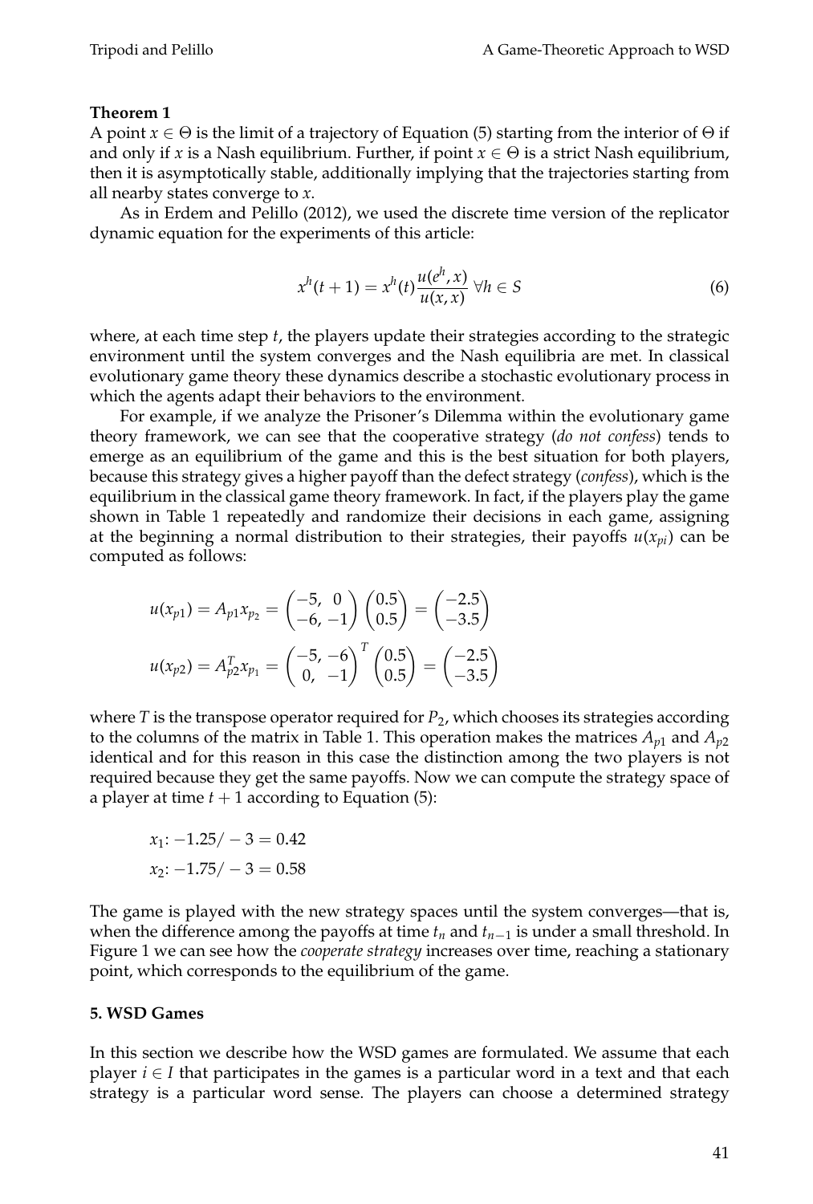**Theorem 1**

A point $x \in \Theta$ is the limit of a trajectory of Equation (5) starting from the interior of $\Theta$ if and only if $x$ is a Nash equilibrium. Further, if point $x \in \Theta$ is a strict Nash equilibrium, then it is asymptotically stable, additionally implying that the trajectories starting from all nearby states converge to $x$.

As in Erdem and Pelillo (2012), we used the discrete time version of the replicator dynamic equation for the experiments of this article:

$$x^h(t+1) = x^h(t)\frac{u(e^h, x)}{u(x, x)} \; \forall h \in S \tag{6}$$

where, at each time step $t$, the players update their strategies according to the strategic environment until the system converges and the Nash equilibria are met. In classical evolutionary game theory these dynamics describe a stochastic evolutionary process in which the agents adapt their behaviors to the environment.

For example, if we analyze the Prisoner's Dilemma within the evolutionary game theory framework, we can see that the cooperative strategy (*do not confess*) tends to emerge as an equilibrium of the game and this is the best situation for both players, because this strategy gives a higher payoff than the defect strategy (*confess*), which is the equilibrium in the classical game theory framework. In fact, if the players play the game shown in Table 1 repeatedly and randomize their decisions in each game, assigning at the beginning a normal distribution to their strategies, their payoffs $u(x_{pi})$ can be computed as follows:

$$u(x_{p1}) = A_{p1}x_{p_2} = \begin{pmatrix} -5, & 0 \\ -6, & -1 \end{pmatrix} \begin{pmatrix} 0.5 \\ 0.5 \end{pmatrix} = \begin{pmatrix} -2.5 \\ -3.5 \end{pmatrix}$$

$$u(x_{p2}) = A_{p2}^T x_{p_1} = \begin{pmatrix} -5, & -6 \\ 0, & -1 \end{pmatrix}^T \begin{pmatrix} 0.5 \\ 0.5 \end{pmatrix} = \begin{pmatrix} -2.5 \\ -3.5 \end{pmatrix}$$

where $T$ is the transpose operator required for $P_2$, which chooses its strategies according to the columns of the matrix in Table 1. This operation makes the matrices $A_{p1}$ and $A_{p2}$ identical and for this reason in this case the distinction among the two players is not required because they get the same payoffs. Now we can compute the strategy space of a player at time $t+1$ according to Equation (5):

$x_1$: $-1.25/-3 = 0.42$

$x_2$: $-1.75/-3 = 0.58$

The game is played with the new strategy spaces until the system converges—that is, when the difference among the payoffs at time $t_n$ and $t_{n-1}$ is under a small threshold. In Figure 1 we can see how the *cooperate strategy* increases over time, reaching a stationary point, which corresponds to the equilibrium of the game.

## 5. WSD Games

In this section we describe how the WSD games are formulated. We assume that each player $i \in I$ that participates in the games is a particular word in a text and that each strategy is a particular word sense. The players can choose a determined strategy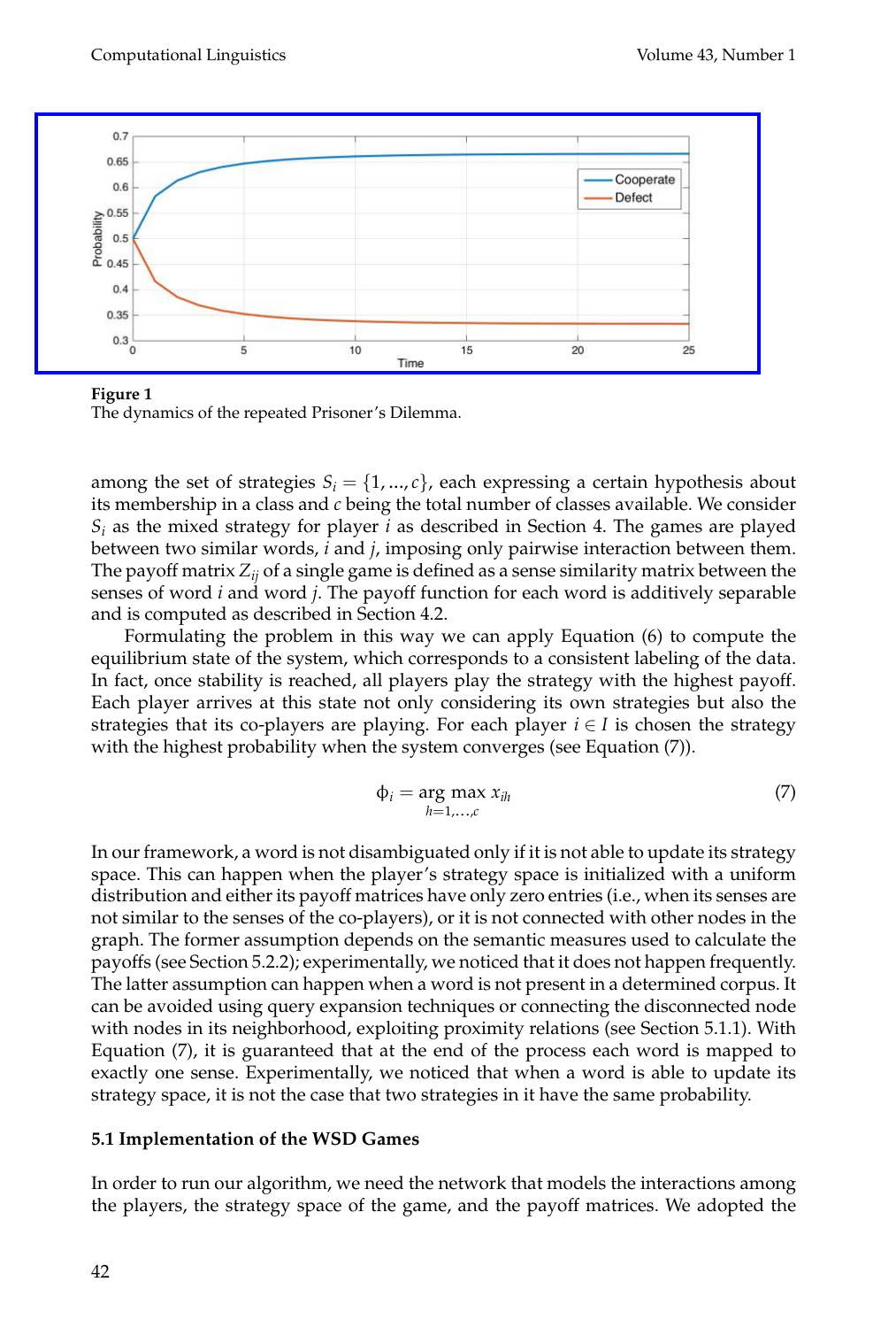**Figure 1**
The dynamics of the repeated Prisoner's Dilemma.

among the set of strategies $S_i = \{1, ..., c\}$, each expressing a certain hypothesis about its membership in a class and $c$ being the total number of classes available. We consider $S_i$ as the mixed strategy for player $i$ as described in Section 4. The games are played between two similar words, $i$ and $j$, imposing only pairwise interaction between them. The payoff matrix $Z_{ij}$ of a single game is defined as a sense similarity matrix between the senses of word $i$ and word $j$. The payoff function for each word is additively separable and is computed as described in Section 4.2.

Formulating the problem in this way we can apply Equation (6) to compute the equilibrium state of the system, which corresponds to a consistent labeling of the data. In fact, once stability is reached, all players play the strategy with the highest payoff. Each player arrives at this state not only considering its own strategies but also the strategies that its co-players are playing. For each player $i \in I$ is chosen the strategy with the highest probability when the system converges (see Equation (7)).

$$\phi_i = \arg \max_{h=1,\ldots,c} x_{ih} \tag{7}$$

In our framework, a word is not disambiguated only if it is not able to update its strategy space. This can happen when the player's strategy space is initialized with a uniform distribution and either its payoff matrices have only zero entries (i.e., when its senses are not similar to the senses of the co-players), or it is not connected with other nodes in the graph. The former assumption depends on the semantic measures used to calculate the payoffs (see Section 5.2.2); experimentally, we noticed that it does not happen frequently. The latter assumption can happen when a word is not present in a determined corpus. It can be avoided using query expansion techniques or connecting the disconnected node with nodes in its neighborhood, exploiting proximity relations (see Section 5.1.1). With Equation (7), it is guaranteed that at the end of the process each word is mapped to exactly one sense. Experimentally, we noticed that when a word is able to update its strategy space, it is not the case that two strategies in it have the same probability.

### 5.1 Implementation of the WSD Games

In order to run our algorithm, we need the network that models the interactions among the players, the strategy space of the game, and the payoff matrices. We adopted the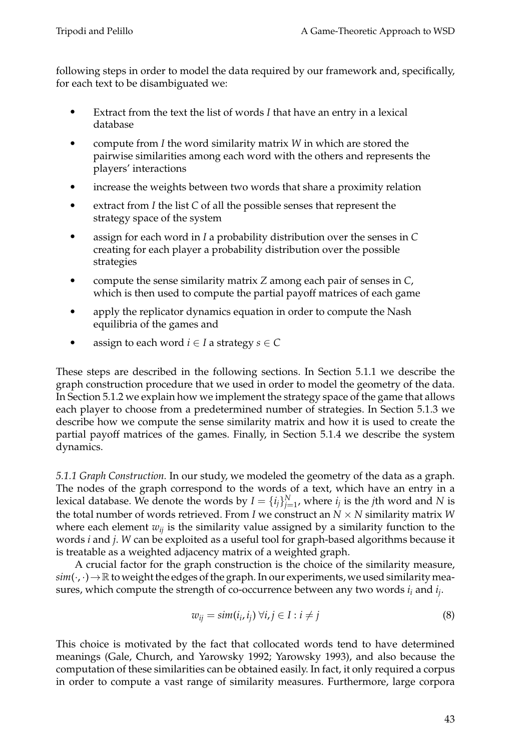following steps in order to model the data required by our framework and, specifically, for each text to be disambiguated we:

- Extract from the text the list of words $I$ that have an entry in a lexical database
- compute from $I$ the word similarity matrix $W$ in which are stored the pairwise similarities among each word with the others and represents the players' interactions
- increase the weights between two words that share a proximity relation
- extract from $I$ the list $C$ of all the possible senses that represent the strategy space of the system
- assign for each word in $I$ a probability distribution over the senses in $C$ creating for each player a probability distribution over the possible strategies
- compute the sense similarity matrix $Z$ among each pair of senses in $C$, which is then used to compute the partial payoff matrices of each game
- apply the replicator dynamics equation in order to compute the Nash equilibria of the games and
- assign to each word $i \in I$ a strategy $s \in C$

These steps are described in the following sections. In Section 5.1.1 we describe the graph construction procedure that we used in order to model the geometry of the data. In Section 5.1.2 we explain how we implement the strategy space of the game that allows each player to choose from a predetermined number of strategies. In Section 5.1.3 we describe how we compute the sense similarity matrix and how it is used to create the partial payoff matrices of the games. Finally, in Section 5.1.4 we describe the system dynamics.

*5.1.1 Graph Construction.* In our study, we modeled the geometry of the data as a graph. The nodes of the graph correspond to the words of a text, which have an entry in a lexical database. We denote the words by $I = \{i_j\}_{j=1}^{N}$, where $i_j$ is the $j$th word and $N$ is the total number of words retrieved. From $I$ we construct an $N \times N$ similarity matrix $W$ where each element $w_{ij}$ is the similarity value assigned by a similarity function to the words $i$ and $j$. $W$ can be exploited as a useful tool for graph-based algorithms because it is treatable as a weighted adjacency matrix of a weighted graph.

A crucial factor for the graph construction is the choice of the similarity measure, $sim(\cdot,\cdot) \to \mathbb{R}$ to weight the edges of the graph. In our experiments, we used similarity measures, which compute the strength of co-occurrence between any two words $i_i$ and $i_j$.

$$w_{ij} = sim(i_i, i_j) \; \forall i, j \in I : i \neq j \tag{8}$$

This choice is motivated by the fact that collocated words tend to have determined meanings (Gale, Church, and Yarowsky 1992; Yarowsky 1993), and also because the computation of these similarities can be obtained easily. In fact, it only required a corpus in order to compute a vast range of similarity measures. Furthermore, large corpora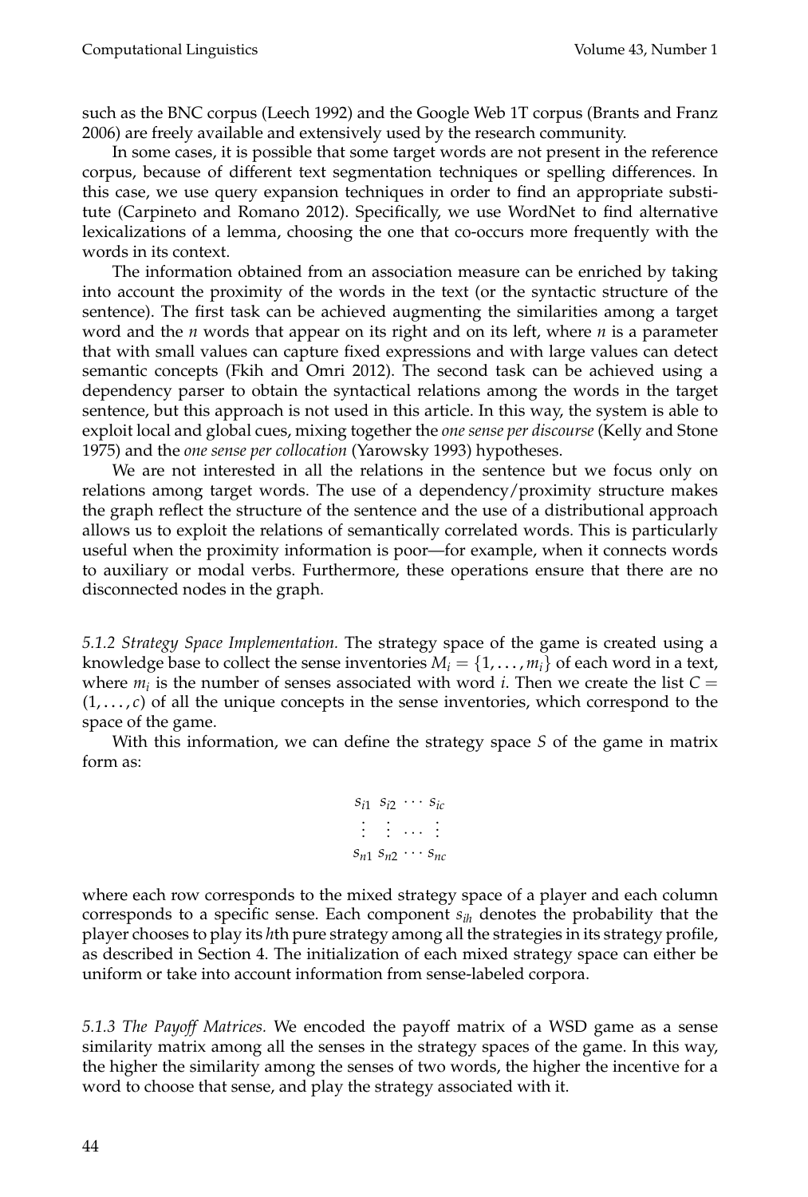such as the BNC corpus (Leech 1992) and the Google Web 1T corpus (Brants and Franz 2006) are freely available and extensively used by the research community.

In some cases, it is possible that some target words are not present in the reference corpus, because of different text segmentation techniques or spelling differences. In this case, we use query expansion techniques in order to find an appropriate substitute (Carpineto and Romano 2012). Specifically, we use WordNet to find alternative lexicalizations of a lemma, choosing the one that co-occurs more frequently with the words in its context.

The information obtained from an association measure can be enriched by taking into account the proximity of the words in the text (or the syntactic structure of the sentence). The first task can be achieved augmenting the similarities among a target word and the $n$ words that appear on its right and on its left, where $n$ is a parameter that with small values can capture fixed expressions and with large values can detect semantic concepts (Fkih and Omri 2012). The second task can be achieved using a dependency parser to obtain the syntactical relations among the words in the target sentence, but this approach is not used in this article. In this way, the system is able to exploit local and global cues, mixing together the *one sense per discourse* (Kelly and Stone 1975) and the *one sense per collocation* (Yarowsky 1993) hypotheses.

We are not interested in all the relations in the sentence but we focus only on relations among target words. The use of a dependency/proximity structure makes the graph reflect the structure of the sentence and the use of a distributional approach allows us to exploit the relations of semantically correlated words. This is particularly useful when the proximity information is poor—for example, when it connects words to auxiliary or modal verbs. Furthermore, these operations ensure that there are no disconnected nodes in the graph.

*5.1.2 Strategy Space Implementation.* The strategy space of the game is created using a knowledge base to collect the sense inventories $M_i = \{1, \ldots, m_i\}$ of each word in a text, where $m_i$ is the number of senses associated with word $i$. Then we create the list $C = (1, \ldots, c)$ of all the unique concepts in the sense inventories, which correspond to the space of the game.

With this information, we can define the strategy space $S$ of the game in matrix form as:

$$
\begin{matrix}
s_{i1} & s_{i2} & \cdots & s_{ic} \\
\vdots & \vdots & \cdots & \vdots \\
s_{n1} & s_{n2} & \cdots & s_{nc}
\end{matrix}
$$

where each row corresponds to the mixed strategy space of a player and each column corresponds to a specific sense. Each component $s_{ih}$ denotes the probability that the player chooses to play its $h$th pure strategy among all the strategies in its strategy profile, as described in Section 4. The initialization of each mixed strategy space can either be uniform or take into account information from sense-labeled corpora.

*5.1.3 The Payoff Matrices.* We encoded the payoff matrix of a WSD game as a sense similarity matrix among all the senses in the strategy spaces of the game. In this way, the higher the similarity among the senses of two words, the higher the incentive for a word to choose that sense, and play the strategy associated with it.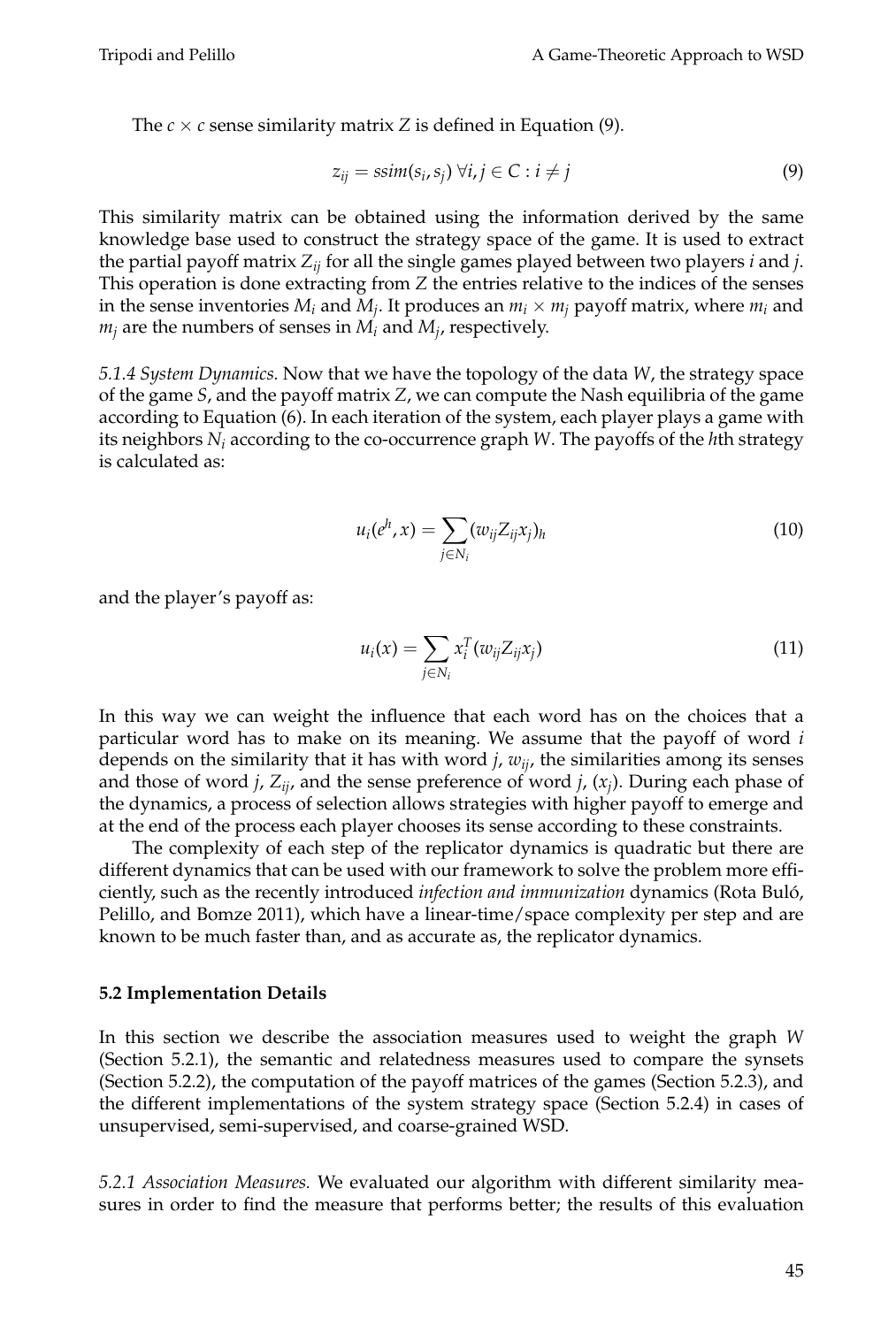The $c \times c$ sense similarity matrix $Z$ is defined in Equation (9).

$$z_{ij} = ssim(s_i, s_j) \; \forall i, j \in C : i \neq j \tag{9}$$

This similarity matrix can be obtained using the information derived by the same knowledge base used to construct the strategy space of the game. It is used to extract the partial payoff matrix $Z_{ij}$ for all the single games played between two players $i$ and $j$. This operation is done extracting from $Z$ the entries relative to the indices of the senses in the sense inventories $M_i$ and $M_j$. It produces an $m_i \times m_j$ payoff matrix, where $m_i$ and $m_j$ are the numbers of senses in $M_i$ and $M_j$, respectively.

*5.1.4 System Dynamics.* Now that we have the topology of the data $W$, the strategy space of the game $S$, and the payoff matrix $Z$, we can compute the Nash equilibria of the game according to Equation (6). In each iteration of the system, each player plays a game with its neighbors $N_i$ according to the co-occurrence graph $W$. The payoffs of the $h$th strategy is calculated as:

$$u_i(e^h, x) = \sum_{j \in N_i} (w_{ij} Z_{ij} x_j)_h \tag{10}$$

and the player's payoff as:

$$u_i(x) = \sum_{j \in N_i} x_i^T (w_{ij} Z_{ij} x_j) \tag{11}$$

In this way we can weight the influence that each word has on the choices that a particular word has to make on its meaning. We assume that the payoff of word $i$ depends on the similarity that it has with word $j$, $w_{ij}$, the similarities among its senses and those of word $j$, $Z_{ij}$, and the sense preference of word $j$, ($x_j$). During each phase of the dynamics, a process of selection allows strategies with higher payoff to emerge and at the end of the process each player chooses its sense according to these constraints.

The complexity of each step of the replicator dynamics is quadratic but there are different dynamics that can be used with our framework to solve the problem more efficiently, such as the recently introduced *infection and immunization* dynamics (Rota Buló, Pelillo, and Bomze 2011), which have a linear-time/space complexity per step and are known to be much faster than, and as accurate as, the replicator dynamics.

### 5.2 Implementation Details

In this section we describe the association measures used to weight the graph $W$ (Section 5.2.1), the semantic and relatedness measures used to compare the synsets (Section 5.2.2), the computation of the payoff matrices of the games (Section 5.2.3), and the different implementations of the system strategy space (Section 5.2.4) in cases of unsupervised, semi-supervised, and coarse-grained WSD.

*5.2.1 Association Measures.* We evaluated our algorithm with different similarity measures in order to find the measure that performs better; the results of this evaluation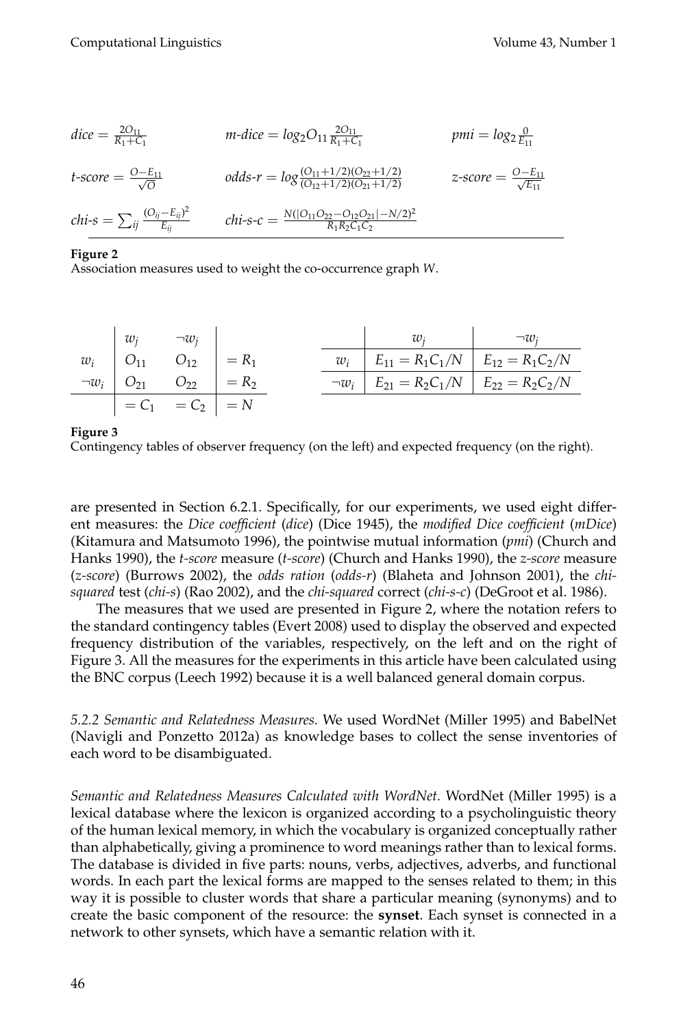$$dice = \frac{2O_{11}}{R_1+C_1} \qquad m\text{-}dice = log_2 O_{11} \frac{2O_{11}}{R_1+C_1} \qquad pmi = log_2 \frac{0}{E_{11}}$$

$$t\text{-}score = \frac{O-E_{11}}{\sqrt{O}} \qquad odds\text{-}r = log \frac{(O_{11}+1/2)(O_{22}+1/2)}{(O_{12}+1/2)(O_{21}+1/2)} \qquad z\text{-}score = \frac{O-E_{11}}{\sqrt{E_{11}}}$$

$$chi\text{-}s = \sum_{ij} \frac{(O_{ij}-E_{ij})^2}{E_{ij}} \qquad chi\text{-}s\text{-}c = \frac{N(|O_{11}O_{22}-O_{12}O_{21}|-N/2)^2}{R_1R_2C_1C_2}$$

**Figure 2**
Association measures used to weight the co-occurrence graph *W*.

| | $w_j$ | $\neg w_j$ | |
|---|---|---|---|
| $w_i$ | $O_{11}$ | $O_{12}$ | $= R_1$ |
| $\neg w_i$ | $O_{21}$ | $O_{22}$ | $= R_2$ |
| | $= C_1$ | $= C_2$ | $= N$ |

| | $w_j$ | $\neg w_j$ |
|---|---|---|
| $w_i$ | $E_{11} = R_1C_1/N$ | $E_{12} = R_1C_2/N$ |
| $\neg w_i$ | $E_{21} = R_2C_1/N$ | $E_{22} = R_2C_2/N$ |

**Figure 3**
Contingency tables of observer frequency (on the left) and expected frequency (on the right).

are presented in Section 6.2.1. Specifically, for our experiments, we used eight different measures: the *Dice coefficient* (*dice*) (Dice 1945), the *modified Dice coefficient* (*mDice*) (Kitamura and Matsumoto 1996), the pointwise mutual information (*pmi*) (Church and Hanks 1990), the *t-score* measure (*t-score*) (Church and Hanks 1990), the *z-score* measure (*z-score*) (Burrows 2002), the *odds ration* (*odds-r*) (Blaheta and Johnson 2001), the *chi-squared* test (*chi-s*) (Rao 2002), and the *chi-squared* correct (*chi-s-c*) (DeGroot et al. 1986).

The measures that we used are presented in Figure 2, where the notation refers to the standard contingency tables (Evert 2008) used to display the observed and expected frequency distribution of the variables, respectively, on the left and on the right of Figure 3. All the measures for the experiments in this article have been calculated using the BNC corpus (Leech 1992) because it is a well balanced general domain corpus.

*5.2.2 Semantic and Relatedness Measures.* We used WordNet (Miller 1995) and BabelNet (Navigli and Ponzetto 2012a) as knowledge bases to collect the sense inventories of each word to be disambiguated.

*Semantic and Relatedness Measures Calculated with WordNet.* WordNet (Miller 1995) is a lexical database where the lexicon is organized according to a psycholinguistic theory of the human lexical memory, in which the vocabulary is organized conceptually rather than alphabetically, giving a prominence to word meanings rather than to lexical forms. The database is divided in five parts: nouns, verbs, adjectives, adverbs, and functional words. In each part the lexical forms are mapped to the senses related to them; in this way it is possible to cluster words that share a particular meaning (synonyms) and to create the basic component of the resource: the **synset**. Each synset is connected in a network to other synsets, which have a semantic relation with it.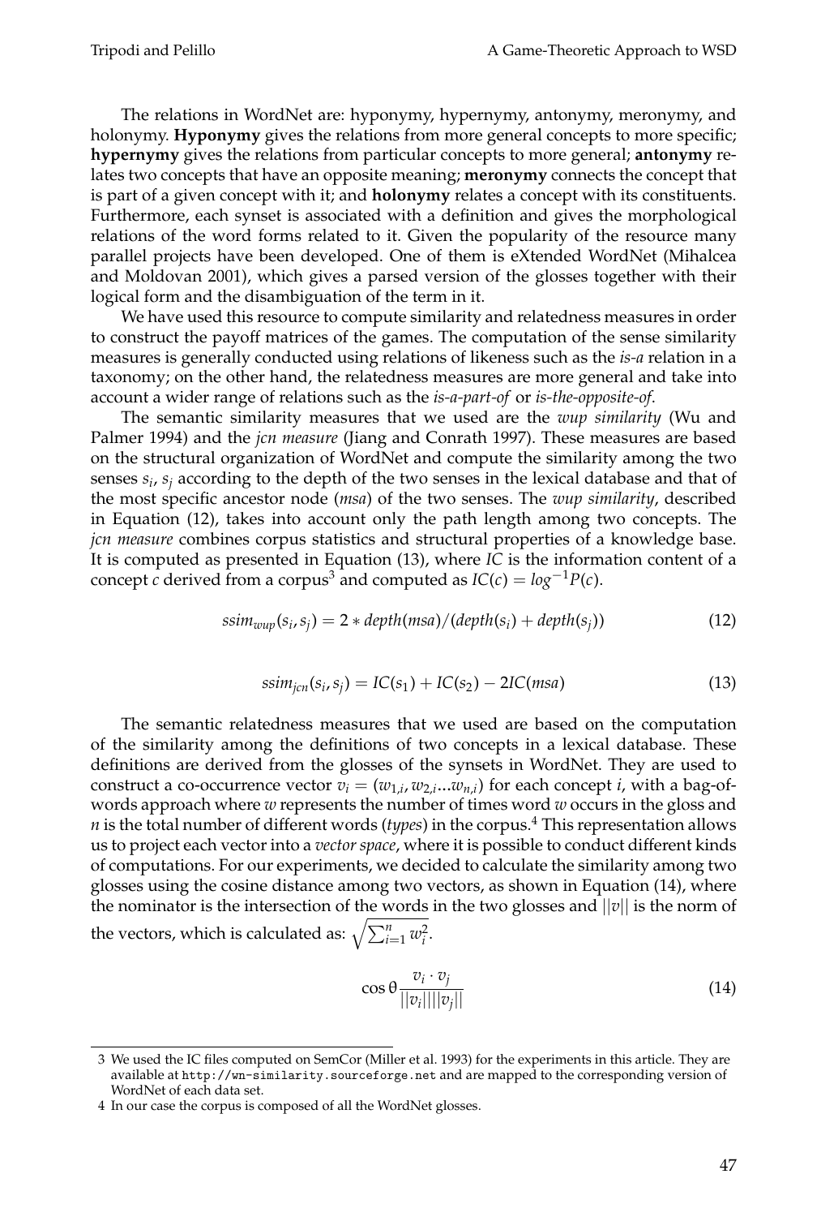The relations in WordNet are: hyponymy, hypernymy, antonymy, meronymy, and holonymy. **Hyponymy** gives the relations from more general concepts to more specific; **hypernymy** gives the relations from particular concepts to more general; **antonymy** relates two concepts that have an opposite meaning; **meronymy** connects the concept that is part of a given concept with it; and **holonymy** relates a concept with its constituents. Furthermore, each synset is associated with a definition and gives the morphological relations of the word forms related to it. Given the popularity of the resource many parallel projects have been developed. One of them is eXtended WordNet (Mihalcea and Moldovan 2001), which gives a parsed version of the glosses together with their logical form and the disambiguation of the term in it.

We have used this resource to compute similarity and relatedness measures in order to construct the payoff matrices of the games. The computation of the sense similarity measures is generally conducted using relations of likeness such as the *is-a* relation in a taxonomy; on the other hand, the relatedness measures are more general and take into account a wider range of relations such as the *is-a-part-of* or *is-the-opposite-of*.

The semantic similarity measures that we used are the *wup similarity* (Wu and Palmer 1994) and the *jcn measure* (Jiang and Conrath 1997). These measures are based on the structural organization of WordNet and compute the similarity among the two senses $s_i$, $s_j$ according to the depth of the two senses in the lexical database and that of the most specific ancestor node (*msa*) of the two senses. The *wup similarity*, described in Equation (12), takes into account only the path length among two concepts. The *jcn measure* combines corpus statistics and structural properties of a knowledge base. It is computed as presented in Equation (13), where *IC* is the information content of a concept *c* derived from a corpus[3] and computed as $IC(c) = log^{-1}P(c)$.

$$ssim_{wup}(s_i, s_j) = 2 * depth(msa)/(depth(s_i) + depth(s_j)) \tag{12}$$

$$ssim_{jcn}(s_i, s_j) = IC(s_1) + IC(s_2) - 2IC(msa) \tag{13}$$

The semantic relatedness measures that we used are based on the computation of the similarity among the definitions of two concepts in a lexical database. These definitions are derived from the glosses of the synsets in WordNet. They are used to construct a co-occurrence vector $v_i = (w_{1,i}, w_{2,i}...w_{n,i})$ for each concept *i*, with a bag-of-words approach where *w* represents the number of times word *w* occurs in the gloss and *n* is the total number of different words (*types*) in the corpus.[4] This representation allows us to project each vector into a *vector space*, where it is possible to conduct different kinds of computations. For our experiments, we decided to calculate the similarity among two glosses using the cosine distance among two vectors, as shown in Equation (14), where the nominator is the intersection of the words in the two glosses and $||v||$ is the norm of the vectors, which is calculated as: $\sqrt{\sum_{i=1}^{n} w_i^2}$.

$$\cos\theta \frac{v_i \cdot v_j}{||v_i||||v_j||} \tag{14}$$

3 We used the IC files computed on SemCor (Miller et al. 1993) for the experiments in this article. They are available at `http://wn-similarity.sourceforge.net` and are mapped to the corresponding version of WordNet of each data set.

4 In our case the corpus is composed of all the WordNet glosses.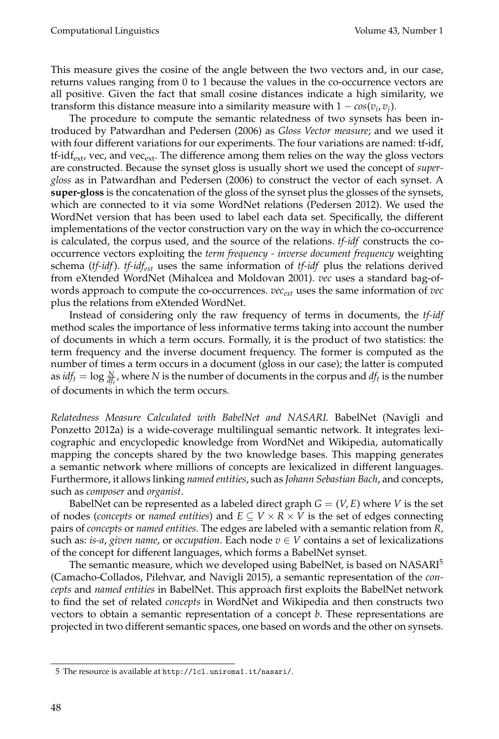This measure gives the cosine of the angle between the two vectors and, in our case, returns values ranging from 0 to 1 because the values in the co-occurrence vectors are all positive. Given the fact that small cosine distances indicate a high similarity, we transform this distance measure into a similarity measure with $1 - cos(v_i, v_j)$.

The procedure to compute the semantic relatedness of two synsets has been introduced by Patwardhan and Pedersen (2006) as *Gloss Vector measure*; and we used it with four different variations for our experiments. The four variations are named: tf-idf, tf-idf$_{ext}$, vec, and vec$_{ext}$. The difference among them relies on the way the gloss vectors are constructed. Because the synset gloss is usually short we used the concept of *super-gloss* as in Patwardhan and Pedersen (2006) to construct the vector of each synset. A **super-gloss** is the concatenation of the gloss of the synset plus the glosses of the synsets, which are connected to it via some WordNet relations (Pedersen 2012). We used the WordNet version that has been used to label each data set. Specifically, the different implementations of the vector construction vary on the way in which the co-occurrence is calculated, the corpus used, and the source of the relations. *tf-idf* constructs the co-occurrence vectors exploiting the *term frequency - inverse document frequency* weighting schema (*tf-idf*). *tf-idf$_{ext}$* uses the same information of *tf-idf* plus the relations derived from eXtended WordNet (Mihalcea and Moldovan 2001). *vec* uses a standard bag-of-words approach to compute the co-occurrences. *vec$_{ext}$* uses the same information of *vec* plus the relations from eXtended WordNet.

Instead of considering only the raw frequency of terms in documents, the *tf-idf* method scales the importance of less informative terms taking into account the number of documents in which a term occurs. Formally, it is the product of two statistics: the term frequency and the inverse document frequency. The former is computed as the number of times a term occurs in a document (gloss in our case); the latter is computed as $idf_t = \log \frac{N}{df_t}$, where $N$ is the number of documents in the corpus and $df_t$ is the number of documents in which the term occurs.

*Relatedness Measure Calculated with BabelNet and NASARI.* BabelNet (Navigli and Ponzetto 2012a) is a wide-coverage multilingual semantic network. It integrates lexicographic and encyclopedic knowledge from WordNet and Wikipedia, automatically mapping the concepts shared by the two knowledge bases. This mapping generates a semantic network where millions of concepts are lexicalized in different languages. Furthermore, it allows linking *named entities*, such as *Johann Sebastian Bach*, and concepts, such as *composer* and *organist*.

BabelNet can be represented as a labeled direct graph $G = (V, E)$ where $V$ is the set of nodes (*concepts* or *named entities*) and $E \subseteq V \times R \times V$ is the set of edges connecting pairs of *concepts* or *named entities*. The edges are labeled with a semantic relation from $R$, such as: *is-a*, *given name*, or *occupation*. Each node $v \in V$ contains a set of lexicalizations of the concept for different languages, which forms a BabelNet synset.

The semantic measure, which we developed using BabelNet, is based on NASARI[5] (Camacho-Collados, Pilehvar, and Navigli 2015), a semantic representation of the *concepts* and *named entities* in BabelNet. This approach first exploits the BabelNet network to find the set of related *concepts* in WordNet and Wikipedia and then constructs two vectors to obtain a semantic representation of a concept $b$. These representations are projected in two different semantic spaces, one based on words and the other on synsets.

5 The resource is available at http://lcl.uniroma1.it/nasari/.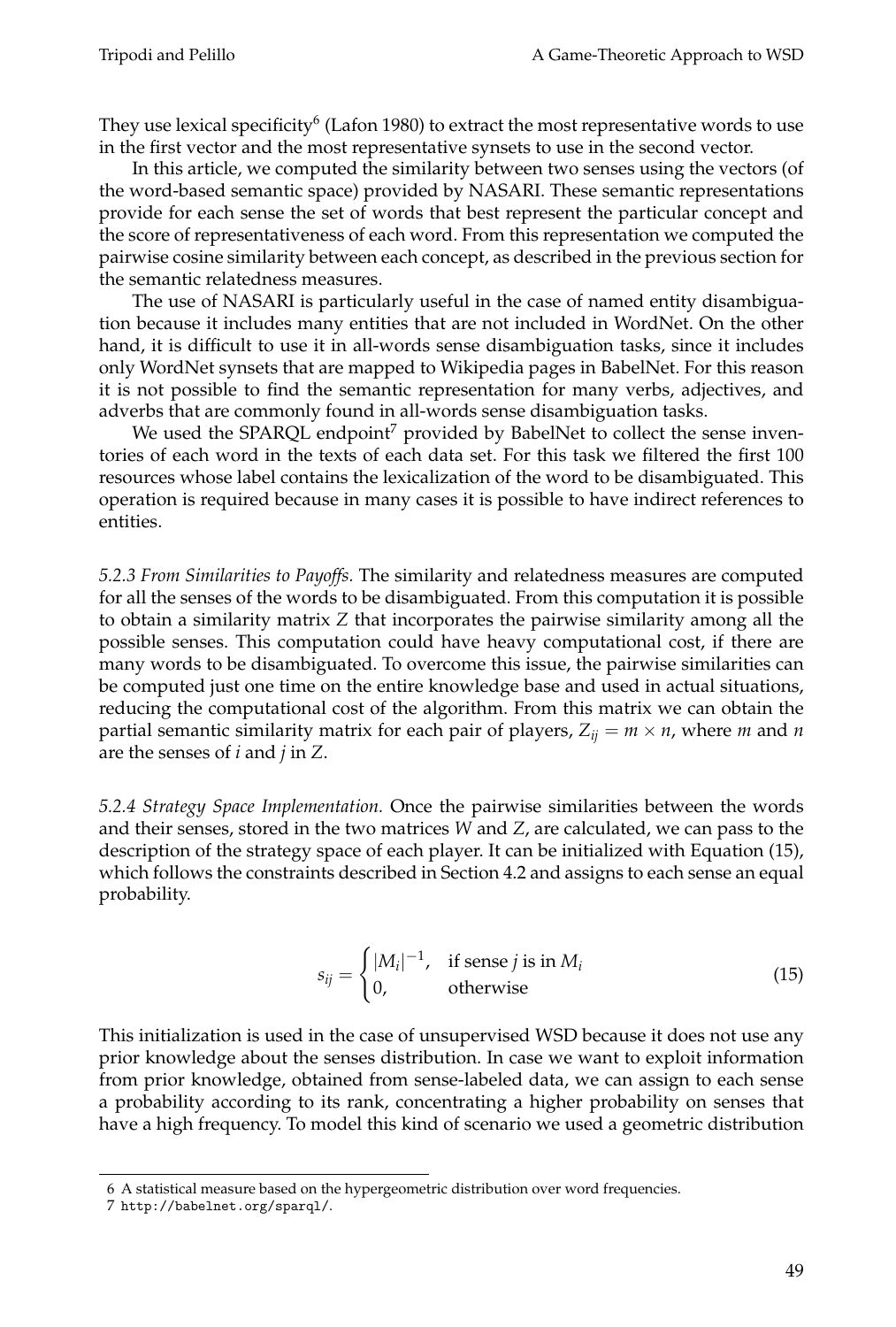They use lexical specificity[6] (Lafon 1980) to extract the most representative words to use in the first vector and the most representative synsets to use in the second vector.

In this article, we computed the similarity between two senses using the vectors (of the word-based semantic space) provided by NASARI. These semantic representations provide for each sense the set of words that best represent the particular concept and the score of representativeness of each word. From this representation we computed the pairwise cosine similarity between each concept, as described in the previous section for the semantic relatedness measures.

The use of NASARI is particularly useful in the case of named entity disambiguation because it includes many entities that are not included in WordNet. On the other hand, it is difficult to use it in all-words sense disambiguation tasks, since it includes only WordNet synsets that are mapped to Wikipedia pages in BabelNet. For this reason it is not possible to find the semantic representation for many verbs, adjectives, and adverbs that are commonly found in all-words sense disambiguation tasks.

We used the SPARQL endpoint[7] provided by BabelNet to collect the sense inventories of each word in the texts of each data set. For this task we filtered the first 100 resources whose label contains the lexicalization of the word to be disambiguated. This operation is required because in many cases it is possible to have indirect references to entities.

*5.2.3 From Similarities to Payoffs.* The similarity and relatedness measures are computed for all the senses of the words to be disambiguated. From this computation it is possible to obtain a similarity matrix $Z$ that incorporates the pairwise similarity among all the possible senses. This computation could have heavy computational cost, if there are many words to be disambiguated. To overcome this issue, the pairwise similarities can be computed just one time on the entire knowledge base and used in actual situations, reducing the computational cost of the algorithm. From this matrix we can obtain the partial semantic similarity matrix for each pair of players, $Z_{ij} = m \times n$, where $m$ and $n$ are the senses of $i$ and $j$ in $Z$.

*5.2.4 Strategy Space Implementation.* Once the pairwise similarities between the words and their senses, stored in the two matrices $W$ and $Z$, are calculated, we can pass to the description of the strategy space of each player. It can be initialized with Equation (15), which follows the constraints described in Section 4.2 and assigns to each sense an equal probability.

$$s_{ij} = \begin{cases} |M_i|^{-1}, & \text{if sense } j \text{ is in } M_i \\ 0, & \text{otherwise} \end{cases} \tag{15}$$

This initialization is used in the case of unsupervised WSD because it does not use any prior knowledge about the senses distribution. In case we want to exploit information from prior knowledge, obtained from sense-labeled data, we can assign to each sense a probability according to its rank, concentrating a higher probability on senses that have a high frequency. To model this kind of scenario we used a geometric distribution

6 A statistical measure based on the hypergeometric distribution over word frequencies.

7 http://babelnet.org/sparql/.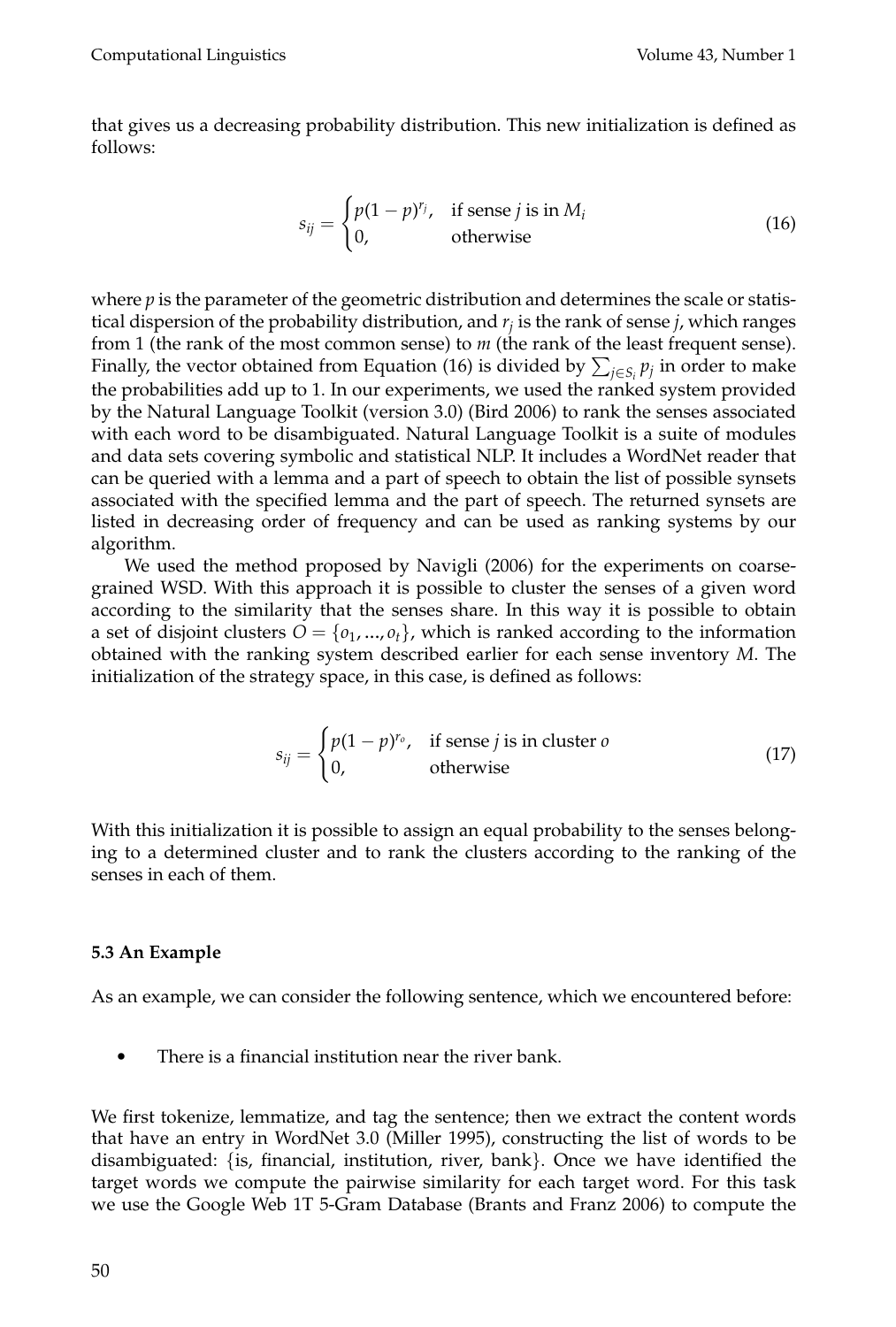that gives us a decreasing probability distribution. This new initialization is defined as follows:

$$
s_{ij} = \begin{cases} p(1-p)^{r_j}, & \text{if sense } j \text{ is in } M_i \\ 0, & \text{otherwise} \end{cases} \tag{16}
$$

where $p$ is the parameter of the geometric distribution and determines the scale or statistical dispersion of the probability distribution, and $r_j$ is the rank of sense $j$, which ranges from 1 (the rank of the most common sense) to $m$ (the rank of the least frequent sense). Finally, the vector obtained from Equation (16) is divided by $\sum_{j \in S_i} p_j$ in order to make the probabilities add up to 1. In our experiments, we used the ranked system provided by the Natural Language Toolkit (version 3.0) (Bird 2006) to rank the senses associated with each word to be disambiguated. Natural Language Toolkit is a suite of modules and data sets covering symbolic and statistical NLP. It includes a WordNet reader that can be queried with a lemma and a part of speech to obtain the list of possible synsets associated with the specified lemma and the part of speech. The returned synsets are listed in decreasing order of frequency and can be used as ranking systems by our algorithm.

We used the method proposed by Navigli (2006) for the experiments on coarse-grained WSD. With this approach it is possible to cluster the senses of a given word according to the similarity that the senses share. In this way it is possible to obtain a set of disjoint clusters $O = \{o_1, ..., o_t\}$, which is ranked according to the information obtained with the ranking system described earlier for each sense inventory $M$. The initialization of the strategy space, in this case, is defined as follows:

$$
s_{ij} = \begin{cases} p(1-p)^{r_o}, & \text{if sense } j \text{ is in cluster } o \\ 0, & \text{otherwise} \end{cases} \tag{17}
$$

With this initialization it is possible to assign an equal probability to the senses belonging to a determined cluster and to rank the clusters according to the ranking of the senses in each of them.

### 5.3 An Example

As an example, we can consider the following sentence, which we encountered before:

- There is a financial institution near the river bank.

We first tokenize, lemmatize, and tag the sentence; then we extract the content words that have an entry in WordNet 3.0 (Miller 1995), constructing the list of words to be disambiguated: {is, financial, institution, river, bank}. Once we have identified the target words we compute the pairwise similarity for each target word. For this task we use the Google Web 1T 5-Gram Database (Brants and Franz 2006) to compute the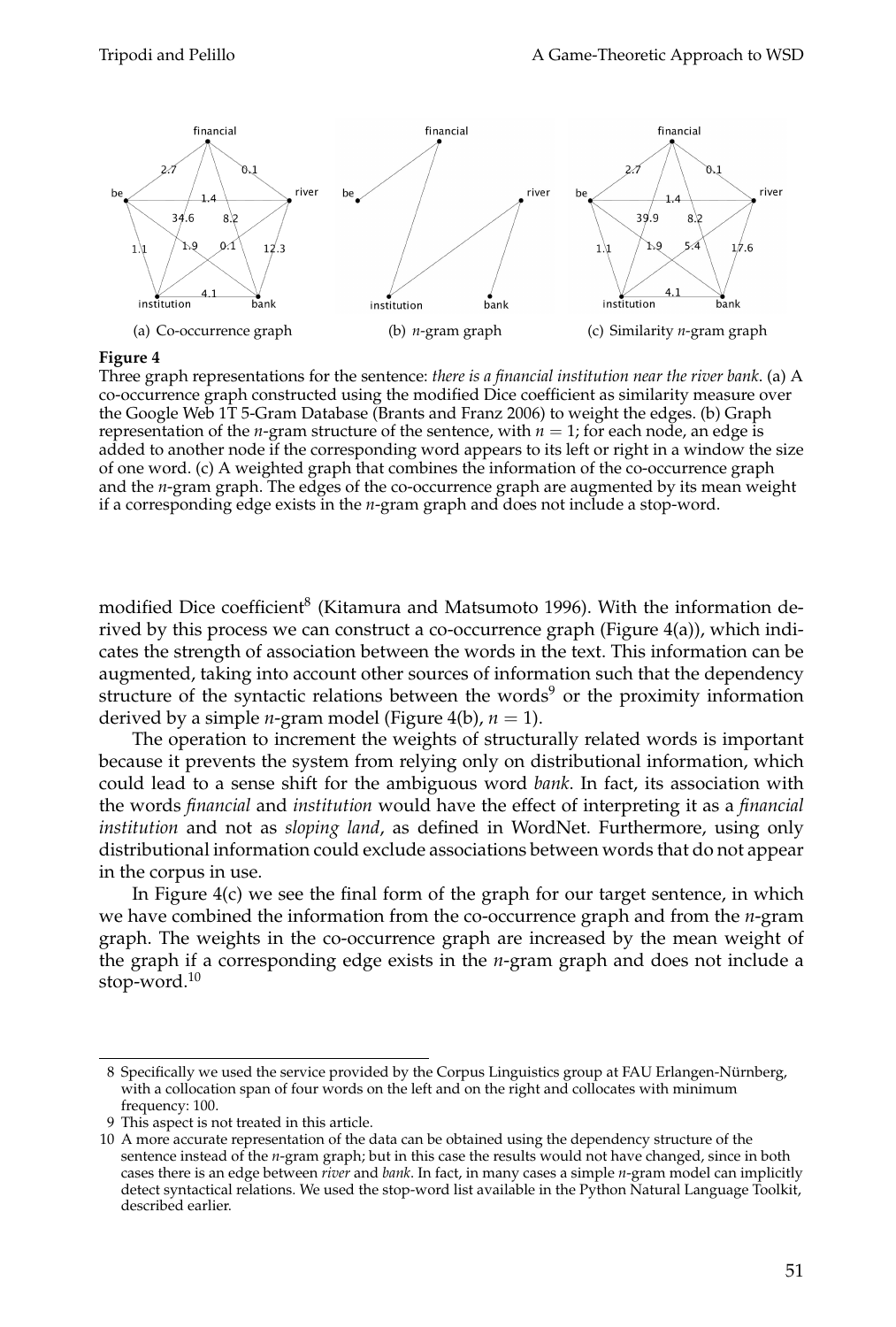(a) Co-occurrence graph (b) *n*-gram graph (c) Similarity *n*-gram graph

**Figure 4**
Three graph representations for the sentence: *there is a financial institution near the river bank*. (a) A co-occurrence graph constructed using the modified Dice coefficient as similarity measure over the Google Web 1T 5-Gram Database (Brants and Franz 2006) to weight the edges. (b) Graph representation of the *n*-gram structure of the sentence, with $n = 1$; for each node, an edge is added to another node if the corresponding word appears to its left or right in a window the size of one word. (c) A weighted graph that combines the information of the co-occurrence graph and the *n*-gram graph. The edges of the co-occurrence graph are augmented by its mean weight if a corresponding edge exists in the *n*-gram graph and does not include a stop-word.

modified Dice coefficient[8] (Kitamura and Matsumoto 1996). With the information derived by this process we can construct a co-occurrence graph (Figure 4(a)), which indicates the strength of association between the words in the text. This information can be augmented, taking into account other sources of information such that the dependency structure of the syntactic relations between the words[9] or the proximity information derived by a simple *n*-gram model (Figure 4(b), $n = 1$).

The operation to increment the weights of structurally related words is important because it prevents the system from relying only on distributional information, which could lead to a sense shift for the ambiguous word *bank*. In fact, its association with the words *financial* and *institution* would have the effect of interpreting it as a *financial institution* and not as *sloping land*, as defined in WordNet. Furthermore, using only distributional information could exclude associations between words that do not appear in the corpus in use.

In Figure 4(c) we see the final form of the graph for our target sentence, in which we have combined the information from the co-occurrence graph and from the *n*-gram graph. The weights in the co-occurrence graph are increased by the mean weight of the graph if a corresponding edge exists in the *n*-gram graph and does not include a stop-word.[10]

---

8 Specifically we used the service provided by the Corpus Linguistics group at FAU Erlangen-Nürnberg, with a collocation span of four words on the left and on the right and collocates with minimum frequency: 100.

9 This aspect is not treated in this article.

10 A more accurate representation of the data can be obtained using the dependency structure of the sentence instead of the *n*-gram graph; but in this case the results would not have changed, since in both cases there is an edge between *river* and *bank*. In fact, in many cases a simple *n*-gram model can implicitly detect syntactical relations. We used the stop-word list available in the Python Natural Language Toolkit, described earlier.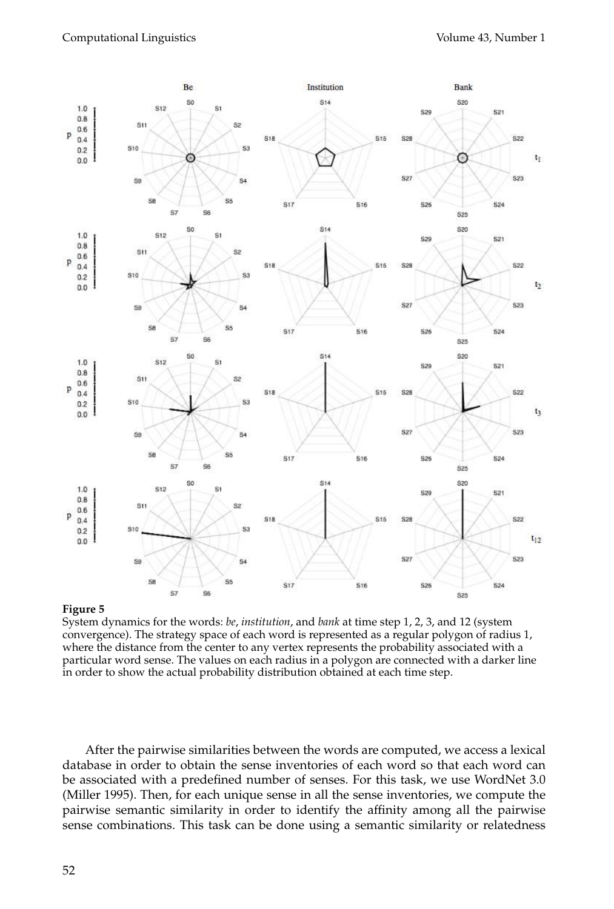**Figure 5**
System dynamics for the words: *be*, *institution*, and *bank* at time step 1, 2, 3, and 12 (system convergence). The strategy space of each word is represented as a regular polygon of radius 1, where the distance from the center to any vertex represents the probability associated with a particular word sense. The values on each radius in a polygon are connected with a darker line in order to show the actual probability distribution obtained at each time step.

After the pairwise similarities between the words are computed, we access a lexical database in order to obtain the sense inventories of each word so that each word can be associated with a predefined number of senses. For this task, we use WordNet 3.0 (Miller 1995). Then, for each unique sense in all the sense inventories, we compute the pairwise semantic similarity in order to identify the affinity among all the pairwise sense combinations. This task can be done using a semantic similarity or relatedness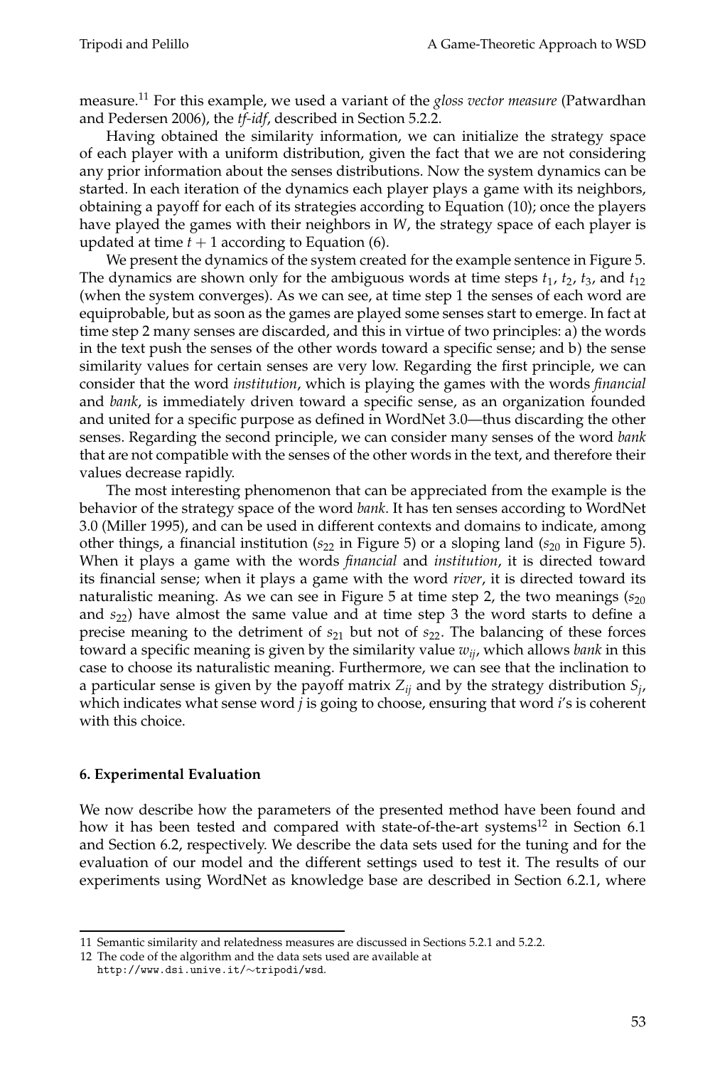measure.[11] For this example, we used a variant of the *gloss vector measure* (Patwardhan and Pedersen 2006), the *tf-idf*, described in Section 5.2.2.

Having obtained the similarity information, we can initialize the strategy space of each player with a uniform distribution, given the fact that we are not considering any prior information about the senses distributions. Now the system dynamics can be started. In each iteration of the dynamics each player plays a game with its neighbors, obtaining a payoff for each of its strategies according to Equation (10); once the players have played the games with their neighbors in $W$, the strategy space of each player is updated at time $t + 1$ according to Equation (6).

We present the dynamics of the system created for the example sentence in Figure 5. The dynamics are shown only for the ambiguous words at time steps $t_1$, $t_2$, $t_3$, and $t_{12}$ (when the system converges). As we can see, at time step 1 the senses of each word are equiprobable, but as soon as the games are played some senses start to emerge. In fact at time step 2 many senses are discarded, and this in virtue of two principles: a) the words in the text push the senses of the other words toward a specific sense; and b) the sense similarity values for certain senses are very low. Regarding the first principle, we can consider that the word *institution*, which is playing the games with the words *financial* and *bank*, is immediately driven toward a specific sense, as an organization founded and united for a specific purpose as defined in WordNet 3.0—thus discarding the other senses. Regarding the second principle, we can consider many senses of the word *bank* that are not compatible with the senses of the other words in the text, and therefore their values decrease rapidly.

The most interesting phenomenon that can be appreciated from the example is the behavior of the strategy space of the word *bank*. It has ten senses according to WordNet 3.0 (Miller 1995), and can be used in different contexts and domains to indicate, among other things, a financial institution ($s_{22}$ in Figure 5) or a sloping land ($s_{20}$ in Figure 5). When it plays a game with the words *financial* and *institution*, it is directed toward its financial sense; when it plays a game with the word *river*, it is directed toward its naturalistic meaning. As we can see in Figure 5 at time step 2, the two meanings ($s_{20}$ and $s_{22}$) have almost the same value and at time step 3 the word starts to define a precise meaning to the detriment of $s_{21}$ but not of $s_{22}$. The balancing of these forces toward a specific meaning is given by the similarity value $w_{ij}$, which allows *bank* in this case to choose its naturalistic meaning. Furthermore, we can see that the inclination to a particular sense is given by the payoff matrix $Z_{ij}$ and by the strategy distribution $S_j$, which indicates what sense word $j$ is going to choose, ensuring that word $i$'s is coherent with this choice.

## 6. Experimental Evaluation

We now describe how the parameters of the presented method have been found and how it has been tested and compared with state-of-the-art systems[12] in Section 6.1 and Section 6.2, respectively. We describe the data sets used for the tuning and for the evaluation of our model and the different settings used to test it. The results of our experiments using WordNet as knowledge base are described in Section 6.2.1, where

---

11 Semantic similarity and relatedness measures are discussed in Sections 5.2.1 and 5.2.2.

12 The code of the algorithm and the data sets used are available at http://www.dsi.unive.it/∼tripodi/wsd.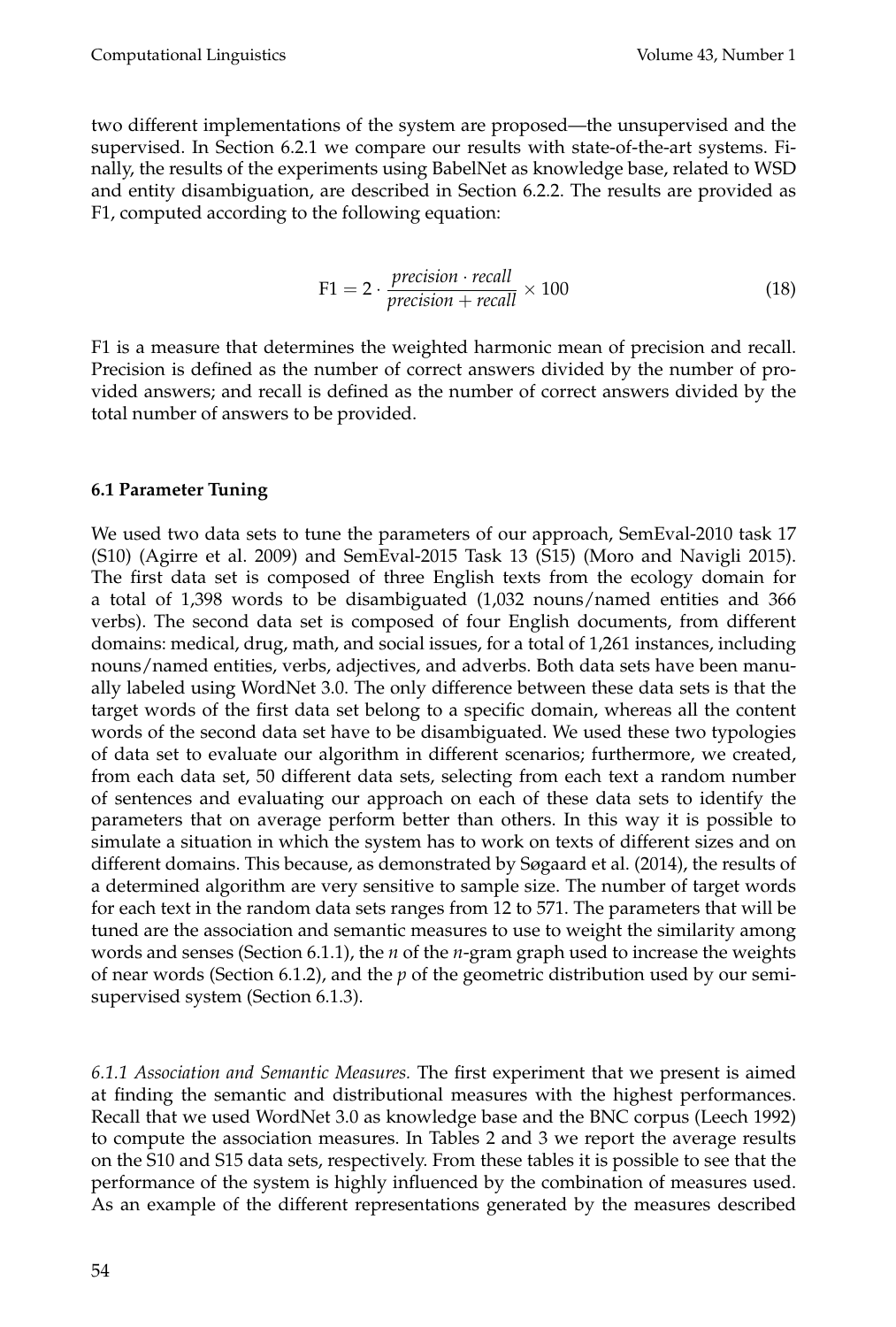two different implementations of the system are proposed—the unsupervised and the supervised. In Section 6.2.1 we compare our results with state-of-the-art systems. Finally, the results of the experiments using BabelNet as knowledge base, related to WSD and entity disambiguation, are described in Section 6.2.2. The results are provided as F1, computed according to the following equation:

$$\text{F1} = 2 \cdot \frac{\textit{precision} \cdot \textit{recall}}{\textit{precision} + \textit{recall}} \times 100 \tag{18}$$

F1 is a measure that determines the weighted harmonic mean of precision and recall. Precision is defined as the number of correct answers divided by the number of provided answers; and recall is defined as the number of correct answers divided by the total number of answers to be provided.

### 6.1 Parameter Tuning

We used two data sets to tune the parameters of our approach, SemEval-2010 task 17 (S10) (Agirre et al. 2009) and SemEval-2015 Task 13 (S15) (Moro and Navigli 2015). The first data set is composed of three English texts from the ecology domain for a total of 1,398 words to be disambiguated (1,032 nouns/named entities and 366 verbs). The second data set is composed of four English documents, from different domains: medical, drug, math, and social issues, for a total of 1,261 instances, including nouns/named entities, verbs, adjectives, and adverbs. Both data sets have been manually labeled using WordNet 3.0. The only difference between these data sets is that the target words of the first data set belong to a specific domain, whereas all the content words of the second data set have to be disambiguated. We used these two typologies of data set to evaluate our algorithm in different scenarios; furthermore, we created, from each data set, 50 different data sets, selecting from each text a random number of sentences and evaluating our approach on each of these data sets to identify the parameters that on average perform better than others. In this way it is possible to simulate a situation in which the system has to work on texts of different sizes and on different domains. This because, as demonstrated by Søgaard et al. (2014), the results of a determined algorithm are very sensitive to sample size. The number of target words for each text in the random data sets ranges from 12 to 571. The parameters that will be tuned are the association and semantic measures to use to weight the similarity among words and senses (Section 6.1.1), the $n$ of the $n$-gram graph used to increase the weights of near words (Section 6.1.2), and the $p$ of the geometric distribution used by our semi-supervised system (Section 6.1.3).

*6.1.1 Association and Semantic Measures.* The first experiment that we present is aimed at finding the semantic and distributional measures with the highest performances. Recall that we used WordNet 3.0 as knowledge base and the BNC corpus (Leech 1992) to compute the association measures. In Tables 2 and 3 we report the average results on the S10 and S15 data sets, respectively. From these tables it is possible to see that the performance of the system is highly influenced by the combination of measures used. As an example of the different representations generated by the measures described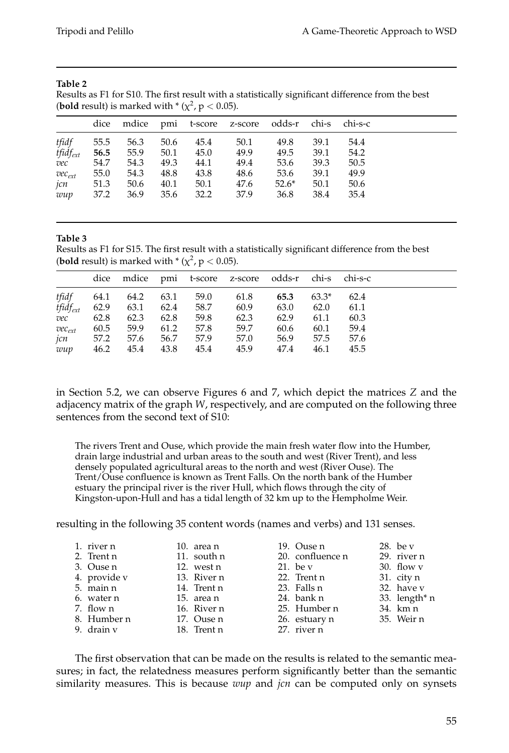**Table 2**
Results as F1 for S10. The first result with a statistically significant difference from the best (**bold** result) is marked with * ($\chi^2$, $p < 0.05$).

| | dice | mdice | pmi | t-score | z-score | odds-r | chi-s | chi-s-c |
|---|---|---|---|---|---|---|---|---|
| *tfidf* | 55.5 | 56.3 | 50.6 | 45.4 | 50.1 | 49.8 | 39.1 | 54.4 |
| *tfidf$_{ext}$* | **56.5** | 55.9 | 50.1 | 45.0 | 49.9 | 49.5 | 39.1 | 54.2 |
| *vec* | 54.7 | 54.3 | 49.3 | 44.1 | 49.4 | 53.6 | 39.3 | 50.5 |
| *vec$_{ext}$* | 55.0 | 54.3 | 48.8 | 43.8 | 48.6 | 53.6 | 39.1 | 49.9 |
| *jcn* | 51.3 | 50.6 | 40.1 | 50.1 | 47.6 | 52.6* | 50.1 | 50.6 |
| *wup* | 37.2 | 36.9 | 35.6 | 32.2 | 37.9 | 36.8 | 38.4 | 35.4 |

**Table 3**
Results as F1 for S15. The first result with a statistically significant difference from the best (**bold** result) is marked with * ($\chi^2$, $p < 0.05$).

| | dice | mdice | pmi | t-score | z-score | odds-r | chi-s | chi-s-c |
|---|---|---|---|---|---|---|---|---|
| *tfidf* | 64.1 | 64.2 | 63.1 | 59.0 | 61.8 | **65.3** | 63.3* | 62.4 |
| *tfidf$_{ext}$* | 62.9 | 63.1 | 62.4 | 58.7 | 60.9 | 63.0 | 62.0 | 61.1 |
| *vec* | 62.8 | 62.3 | 62.8 | 59.8 | 62.3 | 62.9 | 61.1 | 60.3 |
| *vec$_{ext}$* | 60.5 | 59.9 | 61.2 | 57.8 | 59.7 | 60.6 | 60.1 | 59.4 |
| *jcn* | 57.2 | 57.6 | 56.7 | 57.9 | 57.0 | 56.9 | 57.5 | 57.6 |
| *wup* | 46.2 | 45.4 | 43.8 | 45.4 | 45.9 | 47.4 | 46.1 | 45.5 |

in Section 5.2, we can observe Figures 6 and 7, which depict the matrices $Z$ and the adjacency matrix of the graph $W$, respectively, and are computed on the following three sentences from the second text of S10:

> The rivers Trent and Ouse, which provide the main fresh water flow into the Humber, drain large industrial and urban areas to the south and west (River Trent), and less densely populated agricultural areas to the north and west (River Ouse). The Trent/Ouse confluence is known as Trent Falls. On the north bank of the Humber estuary the principal river is the river Hull, which flows through the city of Kingston-upon-Hull and has a tidal length of 32 km up to the Hempholme Weir.

resulting in the following 35 content words (names and verbs) and 131 senses.

1. river n
2. Trent n
3. Ouse n
4. provide v
5. main n
6. water n
7. flow n
8. Humber n
9. drain v
10. area n
11. south n
12. west n
13. River n
14. Trent n
15. area n
16. River n
17. Ouse n
18. Trent n
19. Ouse n
20. confluence n
21. be v
22. Trent n
23. Falls n
24. bank n
25. Humber n
26. estuary n
27. river n
28. be v
29. river n
30. flow v
31. city n
32. have v
33. length* n
34. km n
35. Weir n

The first observation that can be made on the results is related to the semantic measures; in fact, the relatedness measures perform significantly better than the semantic similarity measures. This is because *wup* and *jcn* can be computed only on synsets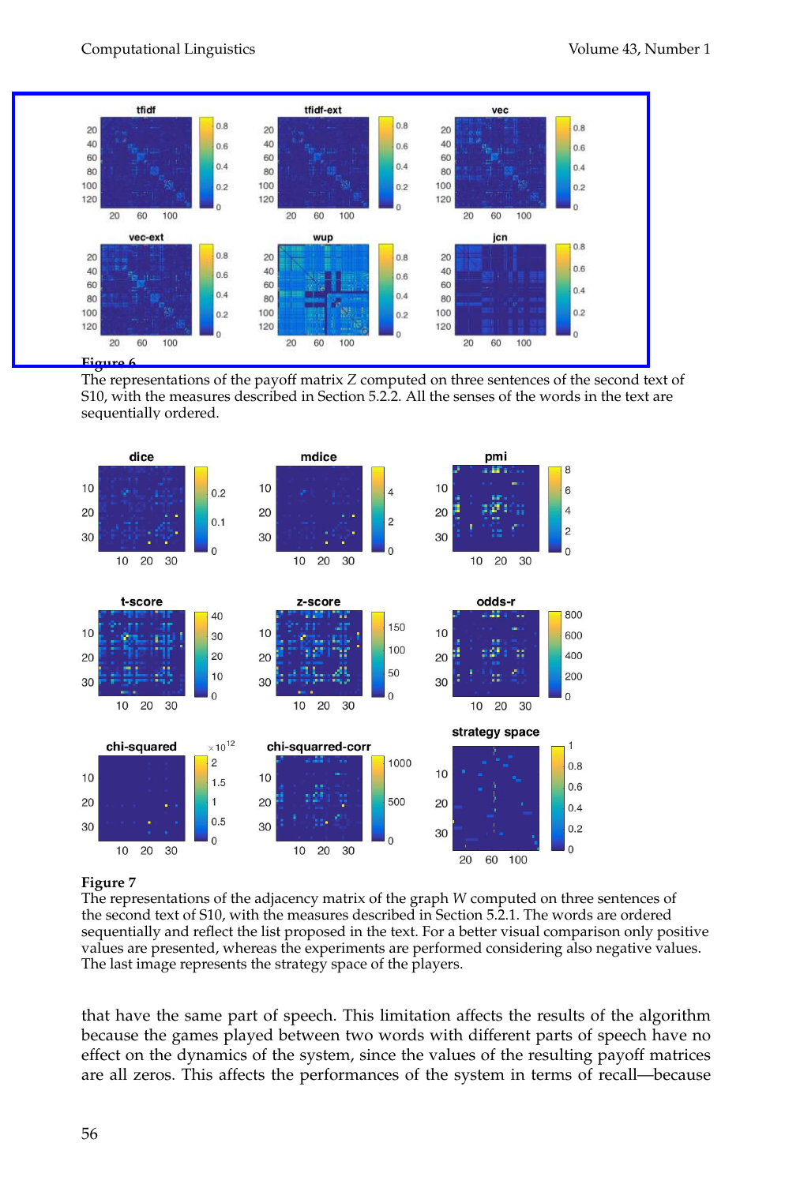**Figure 6**
The representations of the payoff matrix $Z$ computed on three sentences of the second text of S10, with the measures described in Section 5.2.2. All the senses of the words in the text are sequentially ordered.

**Figure 7**
The representations of the adjacency matrix of the graph $W$ computed on three sentences of the second text of S10, with the measures described in Section 5.2.1. The words are ordered sequentially and reflect the list proposed in the text. For a better visual comparison only positive values are presented, whereas the experiments are performed considering also negative values. The last image represents the strategy space of the players.

that have the same part of speech. This limitation affects the results of the algorithm because the games played between two words with different parts of speech have no effect on the dynamics of the system, since the values of the resulting payoff matrices are all zeros. This affects the performances of the system in terms of recall—because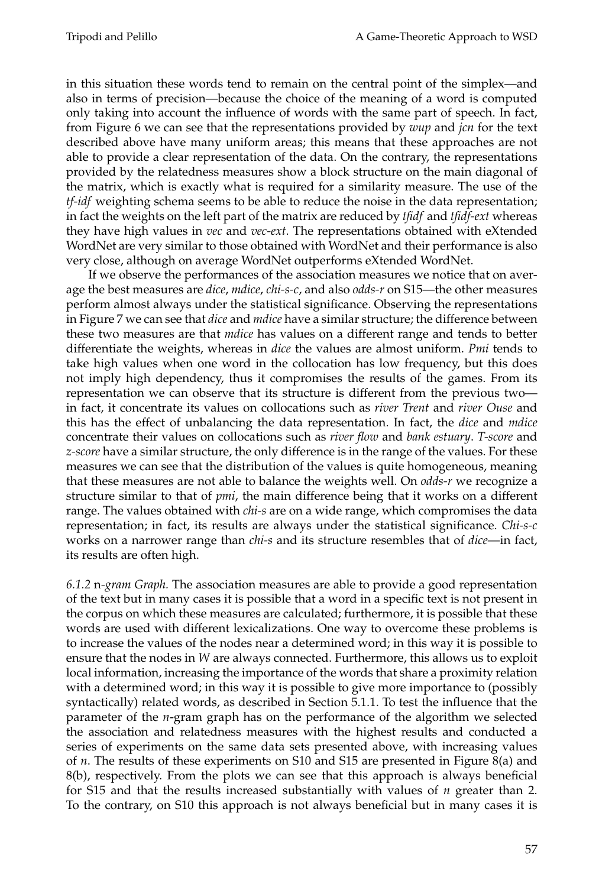in this situation these words tend to remain on the central point of the simplex—and also in terms of precision—because the choice of the meaning of a word is computed only taking into account the influence of words with the same part of speech. In fact, from Figure 6 we can see that the representations provided by *wup* and *jcn* for the text described above have many uniform areas; this means that these approaches are not able to provide a clear representation of the data. On the contrary, the representations provided by the relatedness measures show a block structure on the main diagonal of the matrix, which is exactly what is required for a similarity measure. The use of the *tf-idf* weighting schema seems to be able to reduce the noise in the data representation; in fact the weights on the left part of the matrix are reduced by *tfidf* and *tfidf-ext* whereas they have high values in *vec* and *vec-ext*. The representations obtained with eXtended WordNet are very similar to those obtained with WordNet and their performance is also very close, although on average WordNet outperforms eXtended WordNet.

If we observe the performances of the association measures we notice that on average the best measures are *dice*, *mdice*, *chi-s-c*, and also *odds-r* on S15—the other measures perform almost always under the statistical significance. Observing the representations in Figure 7 we can see that *dice* and *mdice* have a similar structure; the difference between these two measures are that *mdice* has values on a different range and tends to better differentiate the weights, whereas in *dice* the values are almost uniform. *Pmi* tends to take high values when one word in the collocation has low frequency, but this does not imply high dependency, thus it compromises the results of the games. From its representation we can observe that its structure is different from the previous two—in fact, it concentrate its values on collocations such as *river Trent* and *river Ouse* and this has the effect of unbalancing the data representation. In fact, the *dice* and *mdice* concentrate their values on collocations such as *river flow* and *bank estuary*. *T-score* and *z-score* have a similar structure, the only difference is in the range of the values. For these measures we can see that the distribution of the values is quite homogeneous, meaning that these measures are not able to balance the weights well. On *odds-r* we recognize a structure similar to that of *pmi*, the main difference being that it works on a different range. The values obtained with *chi-s* are on a wide range, which compromises the data representation; in fact, its results are always under the statistical significance. *Chi-s-c* works on a narrower range than *chi-s* and its structure resembles that of *dice*—in fact, its results are often high.

*6.1.2* n*-gram Graph.* The association measures are able to provide a good representation of the text but in many cases it is possible that a word in a specific text is not present in the corpus on which these measures are calculated; furthermore, it is possible that these words are used with different lexicalizations. One way to overcome these problems is to increase the values of the nodes near a determined word; in this way it is possible to ensure that the nodes in $W$ are always connected. Furthermore, this allows us to exploit local information, increasing the importance of the words that share a proximity relation with a determined word; in this way it is possible to give more importance to (possibly syntactically) related words, as described in Section 5.1.1. To test the influence that the parameter of the $n$-gram graph has on the performance of the algorithm we selected the association and relatedness measures with the highest results and conducted a series of experiments on the same data sets presented above, with increasing values of $n$. The results of these experiments on S10 and S15 are presented in Figure 8(a) and 8(b), respectively. From the plots we can see that this approach is always beneficial for S15 and that the results increased substantially with values of $n$ greater than 2. To the contrary, on S10 this approach is not always beneficial but in many cases it is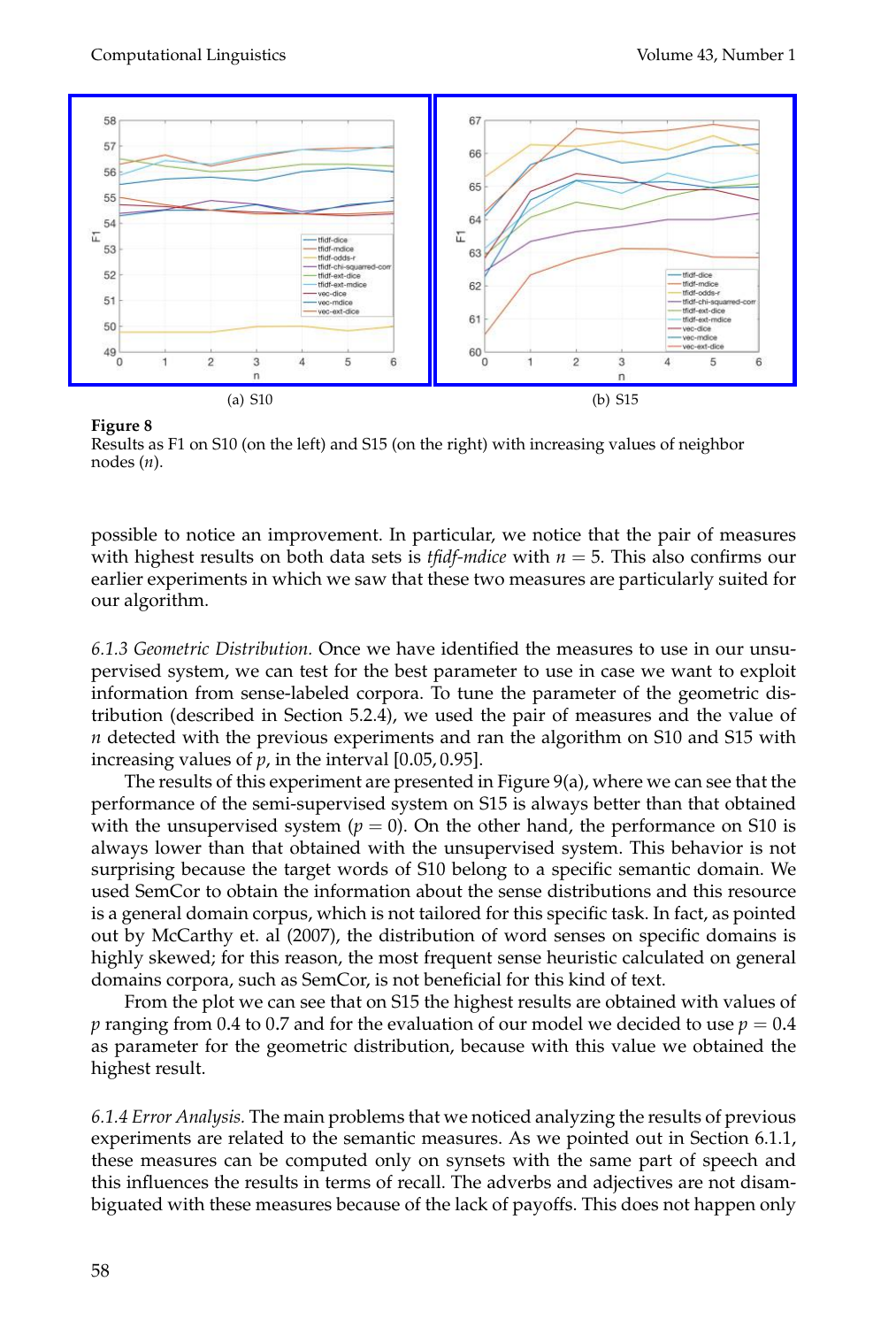(a) S10

(b) S15

**Figure 8**
Results as F1 on S10 (on the left) and S15 (on the right) with increasing values of neighbor nodes ($n$).

possible to notice an improvement. In particular, we notice that the pair of measures with highest results on both data sets is *tfidf-mdice* with $n = 5$. This also confirms our earlier experiments in which we saw that these two measures are particularly suited for our algorithm.

*6.1.3 Geometric Distribution.* Once we have identified the measures to use in our unsupervised system, we can test for the best parameter to use in case we want to exploit information from sense-labeled corpora. To tune the parameter of the geometric distribution (described in Section 5.2.4), we used the pair of measures and the value of $n$ detected with the previous experiments and ran the algorithm on S10 and S15 with increasing values of $p$, in the interval $[0.05, 0.95]$.

The results of this experiment are presented in Figure 9(a), where we can see that the performance of the semi-supervised system on S15 is always better than that obtained with the unsupervised system ($p = 0$). On the other hand, the performance on S10 is always lower than that obtained with the unsupervised system. This behavior is not surprising because the target words of S10 belong to a specific semantic domain. We used SemCor to obtain the information about the sense distributions and this resource is a general domain corpus, which is not tailored for this specific task. In fact, as pointed out by McCarthy et. al (2007), the distribution of word senses on specific domains is highly skewed; for this reason, the most frequent sense heuristic calculated on general domains corpora, such as SemCor, is not beneficial for this kind of text.

From the plot we can see that on S15 the highest results are obtained with values of $p$ ranging from 0.4 to 0.7 and for the evaluation of our model we decided to use $p = 0.4$ as parameter for the geometric distribution, because with this value we obtained the highest result.

*6.1.4 Error Analysis.* The main problems that we noticed analyzing the results of previous experiments are related to the semantic measures. As we pointed out in Section 6.1.1, these measures can be computed only on synsets with the same part of speech and this influences the results in terms of recall. The adverbs and adjectives are not disambiguated with these measures because of the lack of payoffs. This does not happen only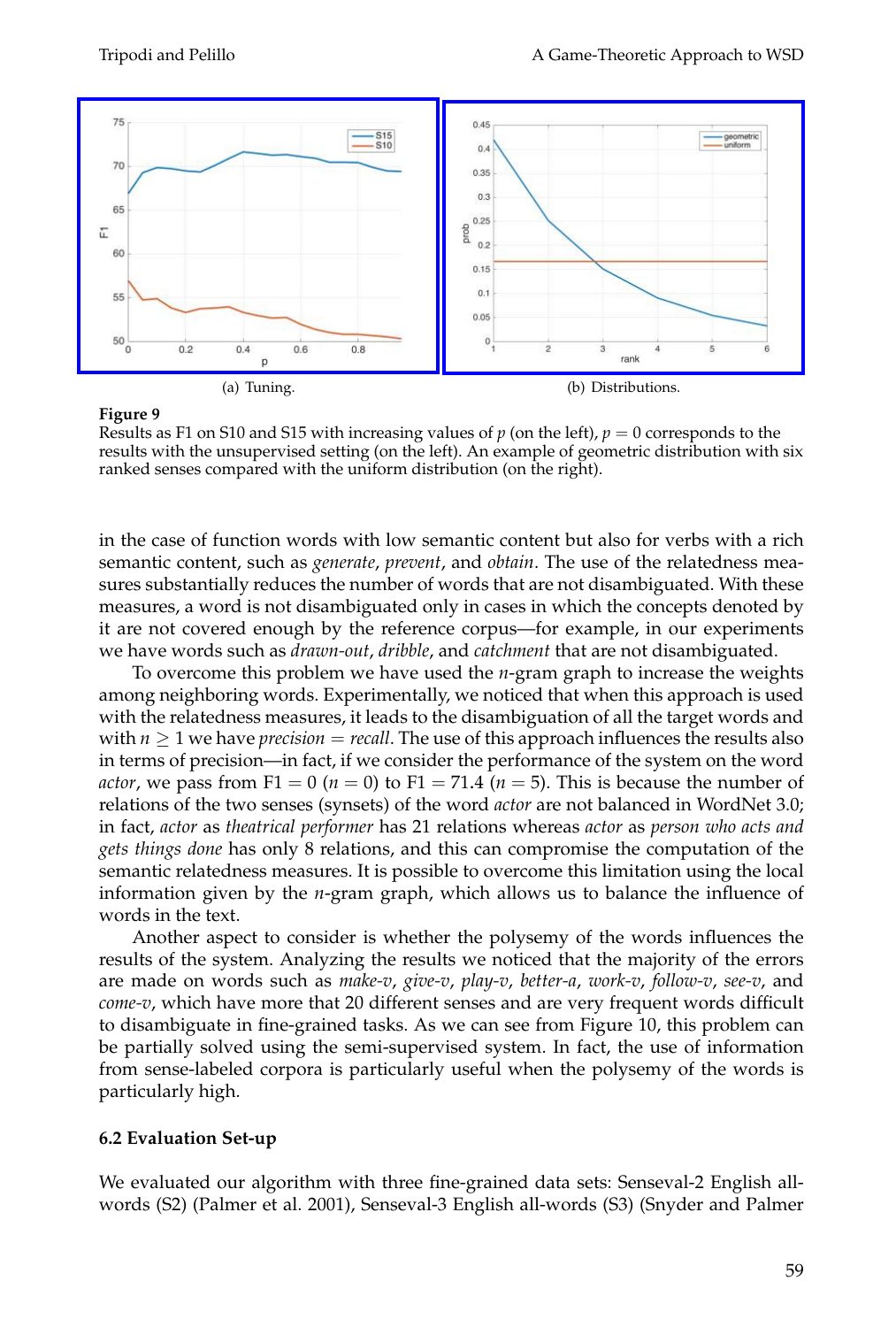(a) Tuning.

(b) Distributions.

**Figure 9**
Results as F1 on S10 and S15 with increasing values of $p$ (on the left), $p = 0$ corresponds to the results with the unsupervised setting (on the left). An example of geometric distribution with six ranked senses compared with the uniform distribution (on the right).

in the case of function words with low semantic content but also for verbs with a rich semantic content, such as *generate*, *prevent*, and *obtain*. The use of the relatedness measures substantially reduces the number of words that are not disambiguated. With these measures, a word is not disambiguated only in cases in which the concepts denoted by it are not covered enough by the reference corpus—for example, in our experiments we have words such as *drawn-out*, *dribble*, and *catchment* that are not disambiguated.

To overcome this problem we have used the $n$-gram graph to increase the weights among neighboring words. Experimentally, we noticed that when this approach is used with the relatedness measures, it leads to the disambiguation of all the target words and with $n \geq 1$ we have $precision = recall$. The use of this approach influences the results also in terms of precision—in fact, if we consider the performance of the system on the word *actor*, we pass from F1 = 0 ($n = 0$) to F1 = 71.4 ($n = 5$). This is because the number of relations of the two senses (synsets) of the word *actor* are not balanced in WordNet 3.0; in fact, *actor* as *theatrical performer* has 21 relations whereas *actor* as *person who acts and gets things done* has only 8 relations, and this can compromise the computation of the semantic relatedness measures. It is possible to overcome this limitation using the local information given by the $n$-gram graph, which allows us to balance the influence of words in the text.

Another aspect to consider is whether the polysemy of the words influences the results of the system. Analyzing the results we noticed that the majority of the errors are made on words such as *make-v*, *give-v*, *play-v*, *better-a*, *work-v*, *follow-v*, *see-v*, and *come-v*, which have more that 20 different senses and are very frequent words difficult to disambiguate in fine-grained tasks. As we can see from Figure 10, this problem can be partially solved using the semi-supervised system. In fact, the use of information from sense-labeled corpora is particularly useful when the polysemy of the words is particularly high.

### 6.2 Evaluation Set-up

We evaluated our algorithm with three fine-grained data sets: Senseval-2 English all-words (S2) (Palmer et al. 2001), Senseval-3 English all-words (S3) (Snyder and Palmer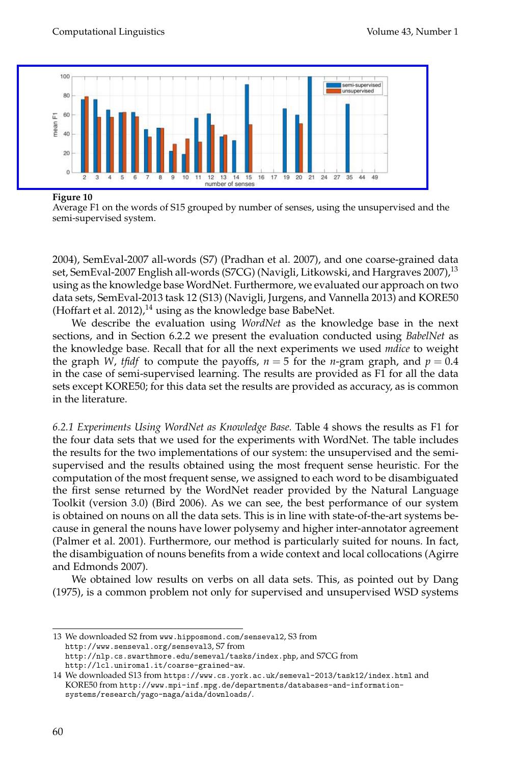**Figure 10**
Average F1 on the words of S15 grouped by number of senses, using the unsupervised and the semi-supervised system.

2004), SemEval-2007 all-words (S7) (Pradhan et al. 2007), and one coarse-grained data set, SemEval-2007 English all-words (S7CG) (Navigli, Litkowski, and Hargraves 2007),[13] using as the knowledge base WordNet. Furthermore, we evaluated our approach on two data sets, SemEval-2013 task 12 (S13) (Navigli, Jurgens, and Vannella 2013) and KORE50 (Hoffart et al. 2012),[14] using as the knowledge base BabeNet.

We describe the evaluation using *WordNet* as the knowledge base in the next sections, and in Section 6.2.2 we present the evaluation conducted using *BabelNet* as the knowledge base. Recall that for all the next experiments we used *mdice* to weight the graph $W$, *tfidf* to compute the payoffs, $n = 5$ for the $n$-gram graph, and $p = 0.4$ in the case of semi-supervised learning. The results are provided as F1 for all the data sets except KORE50; for this data set the results are provided as accuracy, as is common in the literature.

*6.2.1 Experiments Using WordNet as Knowledge Base.* Table 4 shows the results as F1 for the four data sets that we used for the experiments with WordNet. The table includes the results for the two implementations of our system: the unsupervised and the semi-supervised and the results obtained using the most frequent sense heuristic. For the computation of the most frequent sense, we assigned to each word to be disambiguated the first sense returned by the WordNet reader provided by the Natural Language Toolkit (version 3.0) (Bird 2006). As we can see, the best performance of our system is obtained on nouns on all the data sets. This is in line with state-of-the-art systems because in general the nouns have lower polysemy and higher inter-annotator agreement (Palmer et al. 2001). Furthermore, our method is particularly suited for nouns. In fact, the disambiguation of nouns benefits from a wide context and local collocations (Agirre and Edmonds 2007).

We obtained low results on verbs on all data sets. This, as pointed out by Dang (1975), is a common problem not only for supervised and unsupervised WSD systems

13 We downloaded S2 from www.hipposmond.com/senseval2, S3 from http://www.senseval.org/senseval3, S7 from http://nlp.cs.swarthmore.edu/semeval/tasks/index.php, and S7CG from http://lcl.uniroma1.it/coarse-grained-aw.

14 We downloaded S13 from https://www.cs.york.ac.uk/semeval-2013/task12/index.html and KORE50 from http://www.mpi-inf.mpg.de/departments/databases-and-information-systems/research/yago-naga/aida/downloads/.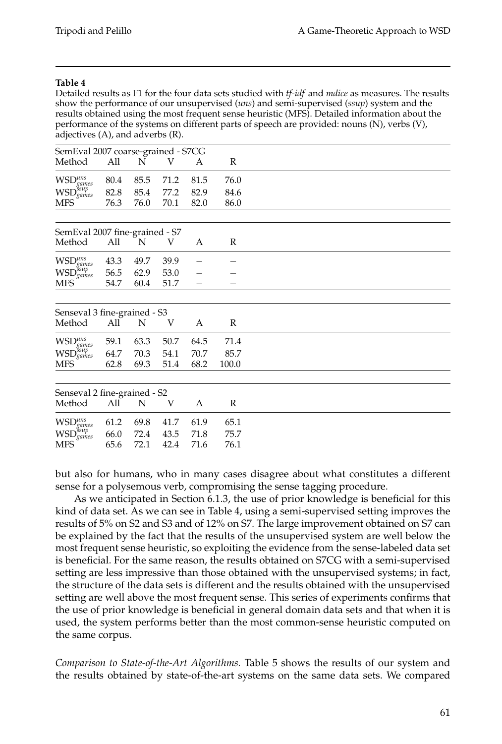**Table 4**

Detailed results as F1 for the four data sets studied with *tf-idf* and *mdice* as measures. The results show the performance of our unsupervised (*uns*) and semi-supervised (*ssup*) system and the results obtained using the most frequent sense heuristic (MFS). Detailed information about the performance of the systems on different parts of speech are provided: nouns (N), verbs (V), adjectives (A), and adverbs (R).

| SemEval 2007 coarse-grained - S7CG | | | | | |
|---|---|---|---|---|---|
| Method | All | N | V | A | R |
| $\text{WSD}^{uns}_{games}$ | 80.4 | 85.5 | 71.2 | 81.5 | 76.0 |
| $\text{WSD}^{ssup}_{games}$ | 82.8 | 85.4 | 77.2 | 82.9 | 84.6 |
| MFS | 76.3 | 76.0 | 70.1 | 82.0 | 86.0 |

| SemEval 2007 fine-grained - S7 | | | | | |
|---|---|---|---|---|---|
| Method | All | N | V | A | R |
| $\text{WSD}^{uns}_{games}$ | 43.3 | 49.7 | 39.9 | – | – |
| $\text{WSD}^{ssup}_{games}$ | 56.5 | 62.9 | 53.0 | – | – |
| MFS | 54.7 | 60.4 | 51.7 | – | – |

| Senseval 3 fine-grained - S3 | | | | | |
|---|---|---|---|---|---|
| Method | All | N | V | A | R |
| $\text{WSD}^{uns}_{games}$ | 59.1 | 63.3 | 50.7 | 64.5 | 71.4 |
| $\text{WSD}^{ssup}_{games}$ | 64.7 | 70.3 | 54.1 | 70.7 | 85.7 |
| MFS | 62.8 | 69.3 | 51.4 | 68.2 | 100.0 |

| Senseval 2 fine-grained - S2 | | | | | |
|---|---|---|---|---|---|
| Method | All | N | V | A | R |
| $\text{WSD}^{uns}_{games}$ | 61.2 | 69.8 | 41.7 | 61.9 | 65.1 |
| $\text{WSD}^{ssup}_{games}$ | 66.0 | 72.4 | 43.5 | 71.8 | 75.7 |
| MFS | 65.6 | 72.1 | 42.4 | 71.6 | 76.1 |

but also for humans, who in many cases disagree about what constitutes a different sense for a polysemous verb, compromising the sense tagging procedure.

As we anticipated in Section 6.1.3, the use of prior knowledge is beneficial for this kind of data set. As we can see in Table 4, using a semi-supervised setting improves the results of 5% on S2 and S3 and of 12% on S7. The large improvement obtained on S7 can be explained by the fact that the results of the unsupervised system are well below the most frequent sense heuristic, so exploiting the evidence from the sense-labeled data set is beneficial. For the same reason, the results obtained on S7CG with a semi-supervised setting are less impressive than those obtained with the unsupervised systems; in fact, the structure of the data sets is different and the results obtained with the unsupervised setting are well above the most frequent sense. This series of experiments confirms that the use of prior knowledge is beneficial in general domain data sets and that when it is used, the system performs better than the most common-sense heuristic computed on the same corpus.

*Comparison to State-of-the-Art Algorithms.* Table 5 shows the results of our system and the results obtained by state-of-the-art systems on the same data sets. We compared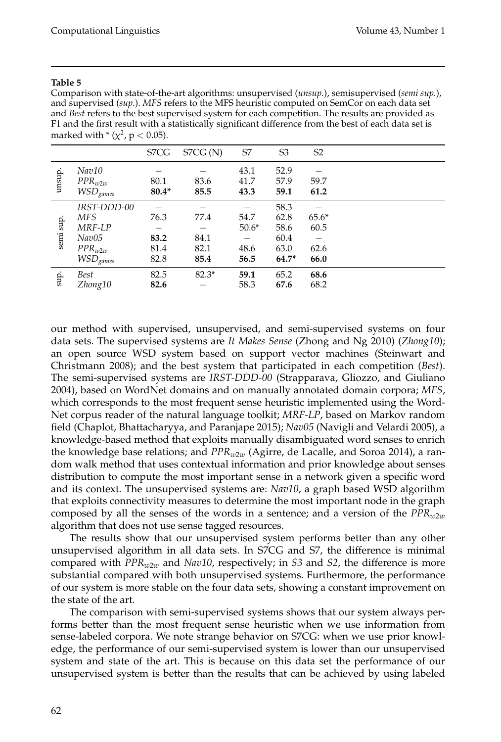**Table 5**

Comparison with state-of-the-art algorithms: unsupervised (*unsup.*), semisupervised (*semi sup.*), and supervised (*sup.*). *MFS* refers to the MFS heuristic computed on SemCor on each data set and *Best* refers to the best supervised system for each competition. The results are provided as F1 and the first result with a statistically significant difference from the best of each data set is marked with * ($\chi^2$, $p < 0.05$).

| | | S7CG | S7CG (N) | S7 | S3 | S2 |
|---|---|---|---|---|---|---|
| unsup. | *Nav10* | – | – | 43.1 | 52.9 | – |
| | *PPR*$_{w2w}$ | 80.1 | 83.6 | 41.7 | 57.9 | 59.7 |
| | *WSD*$_{games}$ | **80.4*** | **85.5** | **43.3** | **59.1** | **61.2** |
| semi sup. | *IRST-DDD-00* | – | – | – | 58.3 | – |
| | *MFS* | 76.3 | 77.4 | 54.7 | 62.8 | 65.6* |
| | *MRF-LP* | – | – | 50.6* | 58.6 | 60.5 |
| | *Nav05* | **83.2** | 84.1 | – | 60.4 | – |
| | *PPR*$_{w2w}$ | 81.4 | 82.1 | 48.6 | 63.0 | 62.6 |
| | *WSD*$_{games}$ | 82.8 | **85.4** | **56.5** | **64.7*** | **66.0** |
| sup. | *Best* | 82.5 | 82.3* | **59.1** | 65.2 | **68.6** |
| | *Zhong10* | **82.6** | – | 58.3 | **67.6** | 68.2 |

our method with supervised, unsupervised, and semi-supervised systems on four data sets. The supervised systems are *It Makes Sense* (Zhong and Ng 2010) (*Zhong10*); an open source WSD system based on support vector machines (Steinwart and Christmann 2008); and the best system that participated in each competition (*Best*). The semi-supervised systems are *IRST-DDD-00* (Strapparava, Gliozzo, and Giuliano 2004), based on WordNet domains and on manually annotated domain corpora; *MFS*, which corresponds to the most frequent sense heuristic implemented using the WordNet corpus reader of the natural language toolkit; *MRF-LP*, based on Markov random field (Chaplot, Bhattacharyya, and Paranjape 2015); *Nav05* (Navigli and Velardi 2005), a knowledge-based method that exploits manually disambiguated word senses to enrich the knowledge base relations; and *PPR*$_{w2w}$ (Agirre, de Lacalle, and Soroa 2014), a random walk method that uses contextual information and prior knowledge about senses distribution to compute the most important sense in a network given a specific word and its context. The unsupervised systems are: *Nav10*, a graph based WSD algorithm that exploits connectivity measures to determine the most important node in the graph composed by all the senses of the words in a sentence; and a version of the *PPR*$_{w2w}$ algorithm that does not use sense tagged resources.

The results show that our unsupervised system performs better than any other unsupervised algorithm in all data sets. In S7CG and S7, the difference is minimal compared with *PPR*$_{w2w}$ and *Nav10*, respectively; in *S3* and *S2*, the difference is more substantial compared with both unsupervised systems. Furthermore, the performance of our system is more stable on the four data sets, showing a constant improvement on the state of the art.

The comparison with semi-supervised systems shows that our system always performs better than the most frequent sense heuristic when we use information from sense-labeled corpora. We note strange behavior on S7CG: when we use prior knowledge, the performance of our semi-supervised system is lower than our unsupervised system and state of the art. This is because on this data set the performance of our unsupervised system is better than the results that can be achieved by using labeled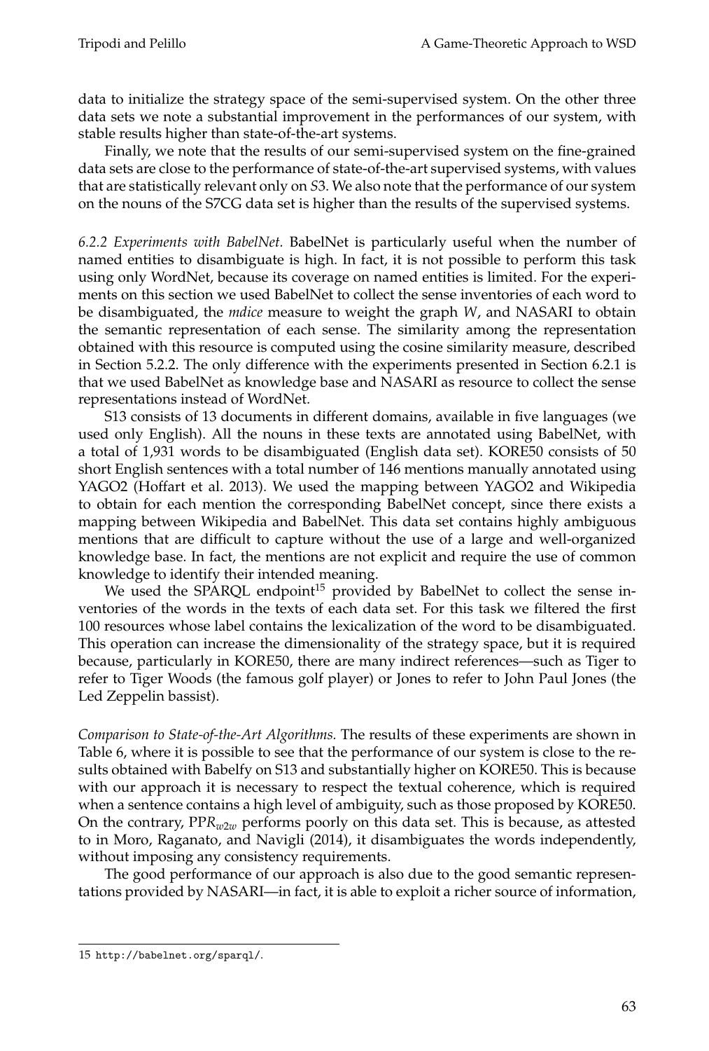data to initialize the strategy space of the semi-supervised system. On the other three data sets we note a substantial improvement in the performances of our system, with stable results higher than state-of-the-art systems.

Finally, we note that the results of our semi-supervised system on the fine-grained data sets are close to the performance of state-of-the-art supervised systems, with values that are statistically relevant only on *S*3. We also note that the performance of our system on the nouns of the S7CG data set is higher than the results of the supervised systems.

*6.2.2 Experiments with BabelNet.* BabelNet is particularly useful when the number of named entities to disambiguate is high. In fact, it is not possible to perform this task using only WordNet, because its coverage on named entities is limited. For the experiments on this section we used BabelNet to collect the sense inventories of each word to be disambiguated, the *mdice* measure to weight the graph *W*, and NASARI to obtain the semantic representation of each sense. The similarity among the representation obtained with this resource is computed using the cosine similarity measure, described in Section 5.2.2. The only difference with the experiments presented in Section 6.2.1 is that we used BabelNet as knowledge base and NASARI as resource to collect the sense representations instead of WordNet.

S13 consists of 13 documents in different domains, available in five languages (we used only English). All the nouns in these texts are annotated using BabelNet, with a total of 1,931 words to be disambiguated (English data set). KORE50 consists of 50 short English sentences with a total number of 146 mentions manually annotated using YAGO2 (Hoffart et al. 2013). We used the mapping between YAGO2 and Wikipedia to obtain for each mention the corresponding BabelNet concept, since there exists a mapping between Wikipedia and BabelNet. This data set contains highly ambiguous mentions that are difficult to capture without the use of a large and well-organized knowledge base. In fact, the mentions are not explicit and require the use of common knowledge to identify their intended meaning.

We used the SPARQL endpoint[15] provided by BabelNet to collect the sense inventories of the words in the texts of each data set. For this task we filtered the first 100 resources whose label contains the lexicalization of the word to be disambiguated. This operation can increase the dimensionality of the strategy space, but it is required because, particularly in KORE50, there are many indirect references—such as Tiger to refer to Tiger Woods (the famous golf player) or Jones to refer to John Paul Jones (the Led Zeppelin bassist).

*Comparison to State-of-the-Art Algorithms.* The results of these experiments are shown in Table 6, where it is possible to see that the performance of our system is close to the results obtained with Babelfy on S13 and substantially higher on KORE50. This is because with our approach it is necessary to respect the textual coherence, which is required when a sentence contains a high level of ambiguity, such as those proposed by KORE50. On the contrary, $PPR_{w2w}$ performs poorly on this data set. This is because, as attested to in Moro, Raganato, and Navigli (2014), it disambiguates the words independently, without imposing any consistency requirements.

The good performance of our approach is also due to the good semantic representations provided by NASARI—in fact, it is able to exploit a richer source of information,

15 http://babelnet.org/sparql/.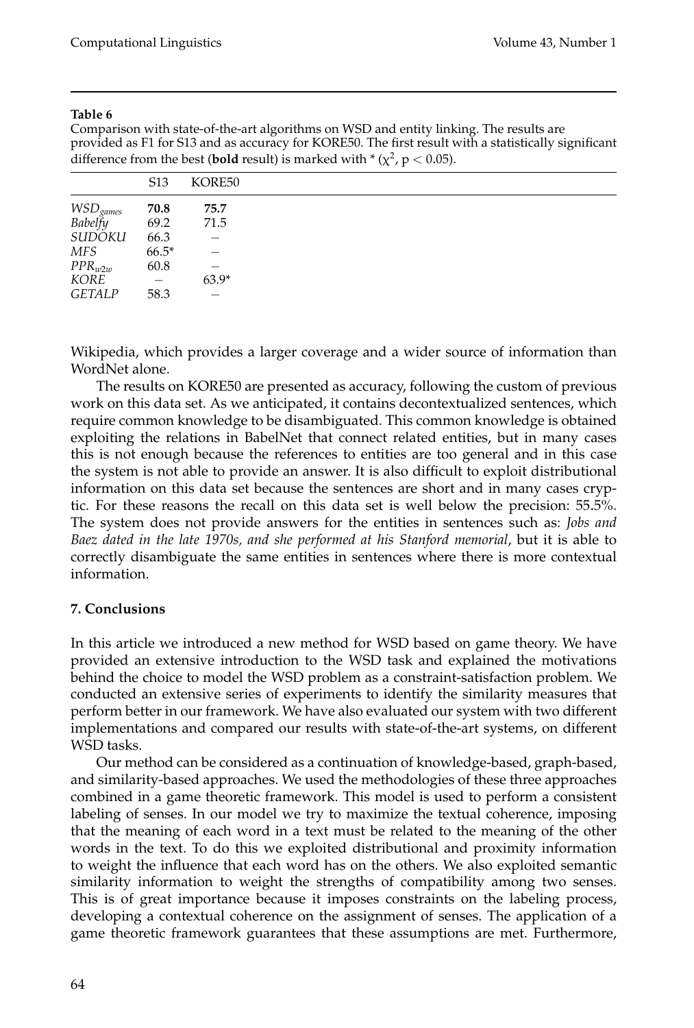**Table 6**

Comparison with state-of-the-art algorithms on WSD and entity linking. The results are provided as F1 for S13 and as accuracy for KORE50. The first result with a statistically significant difference from the best (**bold** result) is marked with * ($\chi^2$, $p < 0.05$).

| | S13 | KORE50 |
|---|---|---|
| *$WSD_{games}$* | **70.8** | **75.7** |
| *Babelfy* | 69.2 | 71.5 |
| *SUDOKU* | 66.3 | – |
| *MFS* | 66.5* | – |
| *$PPR_{w2w}$* | 60.8 | – |
| *KORE* | – | 63.9* |
| *GETALP* | 58.3 | – |

Wikipedia, which provides a larger coverage and a wider source of information than WordNet alone.

The results on KORE50 are presented as accuracy, following the custom of previous work on this data set. As we anticipated, it contains decontextualized sentences, which require common knowledge to be disambiguated. This common knowledge is obtained exploiting the relations in BabelNet that connect related entities, but in many cases this is not enough because the references to entities are too general and in this case the system is not able to provide an answer. It is also difficult to exploit distributional information on this data set because the sentences are short and in many cases cryptic. For these reasons the recall on this data set is well below the precision: 55.5%. The system does not provide answers for the entities in sentences such as: *Jobs and Baez dated in the late 1970s, and she performed at his Stanford memorial*, but it is able to correctly disambiguate the same entities in sentences where there is more contextual information.

## 7. Conclusions

In this article we introduced a new method for WSD based on game theory. We have provided an extensive introduction to the WSD task and explained the motivations behind the choice to model the WSD problem as a constraint-satisfaction problem. We conducted an extensive series of experiments to identify the similarity measures that perform better in our framework. We have also evaluated our system with two different implementations and compared our results with state-of-the-art systems, on different WSD tasks.

Our method can be considered as a continuation of knowledge-based, graph-based, and similarity-based approaches. We used the methodologies of these three approaches combined in a game theoretic framework. This model is used to perform a consistent labeling of senses. In our model we try to maximize the textual coherence, imposing that the meaning of each word in a text must be related to the meaning of the other words in the text. To do this we exploited distributional and proximity information to weight the influence that each word has on the others. We also exploited semantic similarity information to weight the strengths of compatibility among two senses. This is of great importance because it imposes constraints on the labeling process, developing a contextual coherence on the assignment of senses. The application of a game theoretic framework guarantees that these assumptions are met. Furthermore,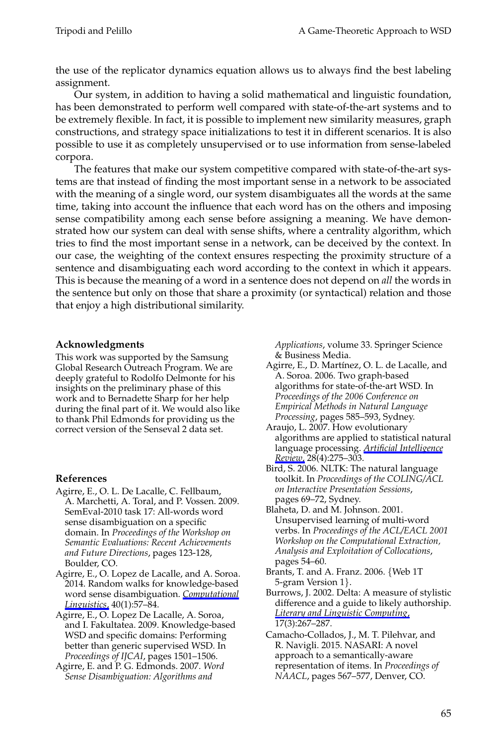the use of the replicator dynamics equation allows us to always find the best labeling assignment.

Our system, in addition to having a solid mathematical and linguistic foundation, has been demonstrated to perform well compared with state-of-the-art systems and to be extremely flexible. In fact, it is possible to implement new similarity measures, graph constructions, and strategy space initializations to test it in different scenarios. It is also possible to use it as completely unsupervised or to use information from sense-labeled corpora.

The features that make our system competitive compared with state-of-the-art systems are that instead of finding the most important sense in a network to be associated with the meaning of a single word, our system disambiguates all the words at the same time, taking into account the influence that each word has on the others and imposing sense compatibility among each sense before assigning a meaning. We have demonstrated how our system can deal with sense shifts, where a centrality algorithm, which tries to find the most important sense in a network, can be deceived by the context. In our case, the weighting of the context ensures respecting the proximity structure of a sentence and disambiguating each word according to the context in which it appears. This is because the meaning of a word in a sentence does not depend on *all* the words in the sentence but only on those that share a proximity (or syntactical) relation and those that enjoy a high distributional similarity.

### Acknowledgments

This work was supported by the Samsung Global Research Outreach Program. We are deeply grateful to Rodolfo Delmonte for his insights on the preliminary phase of this work and to Bernadette Sharp for her help during the final part of it. We would also like to thank Phil Edmonds for providing us the correct version of the Senseval 2 data set.

### References

Agirre, E., O. L. De Lacalle, C. Fellbaum, A. Marchetti, A. Toral, and P. Vossen. 2009. SemEval-2010 task 17: All-words word sense disambiguation on a specific domain. In *Proceedings of the Workshop on Semantic Evaluations: Recent Achievements and Future Directions*, pages 123-128, Boulder, CO.

Agirre, E., O. Lopez de Lacalle, and A. Soroa. 2014. Random walks for knowledge-based word sense disambiguation. *Computational Linguistics*, 40(1):57–84.

Agirre, E., O. Lopez De Lacalle, A. Soroa, and I. Fakultatea. 2009. Knowledge-based WSD and specific domains: Performing better than generic supervised WSD. In *Proceedings of IJCAI*, pages 1501–1506.

Agirre, E. and P. G. Edmonds. 2007. *Word Sense Disambiguation: Algorithms and Applications*, volume 33. Springer Science & Business Media.

Agirre, E., D. Martínez, O. L. de Lacalle, and A. Soroa. 2006. Two graph-based algorithms for state-of-the-art WSD. In *Proceedings of the 2006 Conference on Empirical Methods in Natural Language Processing*, pages 585–593, Sydney.

Araujo, L. 2007. How evolutionary algorithms are applied to statistical natural language processing. *Artificial Intelligence Review*, 28(4):275–303.

Bird, S. 2006. NLTK: The natural language toolkit. In *Proceedings of the COLING/ACL on Interactive Presentation Sessions*, pages 69–72, Sydney.

Blaheta, D. and M. Johnson. 2001. Unsupervised learning of multi-word verbs. In *Proceedings of the ACL/EACL 2001 Workshop on the Computational Extraction, Analysis and Exploitation of Collocations*, pages 54–60.

Brants, T. and A. Franz. 2006. {Web 1T 5-gram Version 1}.

Burrows, J. 2002. Delta: A measure of stylistic difference and a guide to likely authorship. *Literary and Linguistic Computing*, 17(3):267–287.

Camacho-Collados, J., M. T. Pilehvar, and R. Navigli. 2015. NASARI: A novel approach to a semantically-aware representation of items. In *Proceedings of NAACL*, pages 567–577, Denver, CO.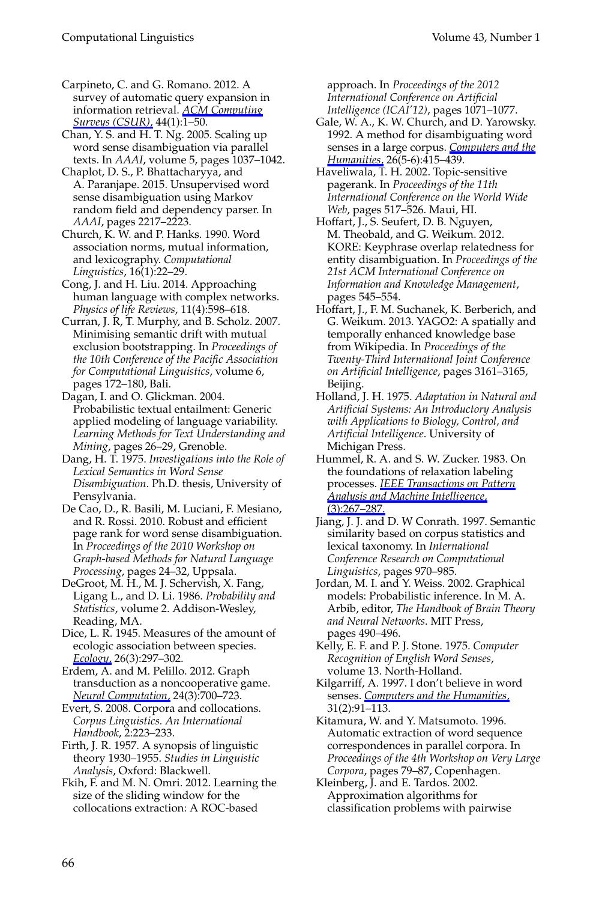Carpineto, C. and G. Romano. 2012. A survey of automatic query expansion in information retrieval. *ACM Computing Surveys (CSUR)*, 44(1):1–50.

Chan, Y. S. and H. T. Ng. 2005. Scaling up word sense disambiguation via parallel texts. In *AAAI*, volume 5, pages 1037–1042.

Chaplot, D. S., P. Bhattacharyya, and A. Paranjape. 2015. Unsupervised word sense disambiguation using Markov random field and dependency parser. In *AAAI*, pages 2217–2223.

Church, K. W. and P. Hanks. 1990. Word association norms, mutual information, and lexicography. *Computational Linguistics*, 16(1):22–29.

Cong, J. and H. Liu. 2014. Approaching human language with complex networks. *Physics of life Reviews*, 11(4):598–618.

Curran, J. R, T. Murphy, and B. Scholz. 2007. Minimising semantic drift with mutual exclusion bootstrapping. In *Proceedings of the 10th Conference of the Pacific Association for Computational Linguistics*, volume 6, pages 172–180, Bali.

Dagan, I. and O. Glickman. 2004. Probabilistic textual entailment: Generic applied modeling of language variability. *Learning Methods for Text Understanding and Mining*, pages 26–29, Grenoble.

Dang, H. T. 1975. *Investigations into the Role of Lexical Semantics in Word Sense Disambiguation*. Ph.D. thesis, University of Pensylvania.

De Cao, D., R. Basili, M. Luciani, F. Mesiano, and R. Rossi. 2010. Robust and efficient page rank for word sense disambiguation. In *Proceedings of the 2010 Workshop on Graph-based Methods for Natural Language Processing*, pages 24–32, Uppsala.

DeGroot, M. H., M. J. Schervish, X. Fang, Ligang L., and D. Li. 1986. *Probability and Statistics*, volume 2. Addison-Wesley, Reading, MA.

Dice, L. R. 1945. Measures of the amount of ecologic association between species. *Ecology*, 26(3):297–302.

Erdem, A. and M. Pelillo. 2012. Graph transduction as a noncooperative game. *Neural Computation*, 24(3):700–723.

Evert, S. 2008. Corpora and collocations. *Corpus Linguistics. An International Handbook*, 2:223–233.

Firth, J. R. 1957. A synopsis of linguistic theory 1930–1955. *Studies in Linguistic Analysis*, Oxford: Blackwell.

Fkih, F. and M. N. Omri. 2012. Learning the size of the sliding window for the collocations extraction: A ROC-based approach. In *Proceedings of the 2012 International Conference on Artificial Intelligence (ICAI'12)*, pages 1071–1077.

Gale, W. A., K. W. Church, and D. Yarowsky. 1992. A method for disambiguating word senses in a large corpus. *Computers and the Humanities*, 26(5-6):415–439.

Haveliwala, T. H. 2002. Topic-sensitive pagerank. In *Proceedings of the 11th International Conference on the World Wide Web*, pages 517–526. Maui, HI.

Hoffart, J., S. Seufert, D. B. Nguyen, M. Theobald, and G. Weikum. 2012. KORE: Keyphrase overlap relatedness for entity disambiguation. In *Proceedings of the 21st ACM International Conference on Information and Knowledge Management*, pages 545–554.

Hoffart, J., F. M. Suchanek, K. Berberich, and G. Weikum. 2013. YAGO2: A spatially and temporally enhanced knowledge base from Wikipedia. In *Proceedings of the Twenty-Third International Joint Conference on Artificial Intelligence*, pages 3161–3165, Beijing.

Holland, J. H. 1975. *Adaptation in Natural and Artificial Systems: An Introductory Analysis with Applications to Biology, Control, and Artificial Intelligence*. University of Michigan Press.

Hummel, R. A. and S. W. Zucker. 1983. On the foundations of relaxation labeling processes. *IEEE Transactions on Pattern Analysis and Machine Intelligence*, (3):267–287.

Jiang, J. J. and D. W Conrath. 1997. Semantic similarity based on corpus statistics and lexical taxonomy. In *International Conference Research on Computational Linguistics*, pages 970–985.

Jordan, M. I. and Y. Weiss. 2002. Graphical models: Probabilistic inference. In M. A. Arbib, editor, *The Handbook of Brain Theory and Neural Networks*. MIT Press, pages 490–496.

Kelly, E. F. and P. J. Stone. 1975. *Computer Recognition of English Word Senses*, volume 13. North-Holland.

Kilgarriff, A. 1997. I don't believe in word senses. *Computers and the Humanities*, 31(2):91–113.

Kitamura, W. and Y. Matsumoto. 1996. Automatic extraction of word sequence correspondences in parallel corpora. In *Proceedings of the 4th Workshop on Very Large Corpora*, pages 79–87, Copenhagen.

Kleinberg, J. and E. Tardos. 2002. Approximation algorithms for classification problems with pairwise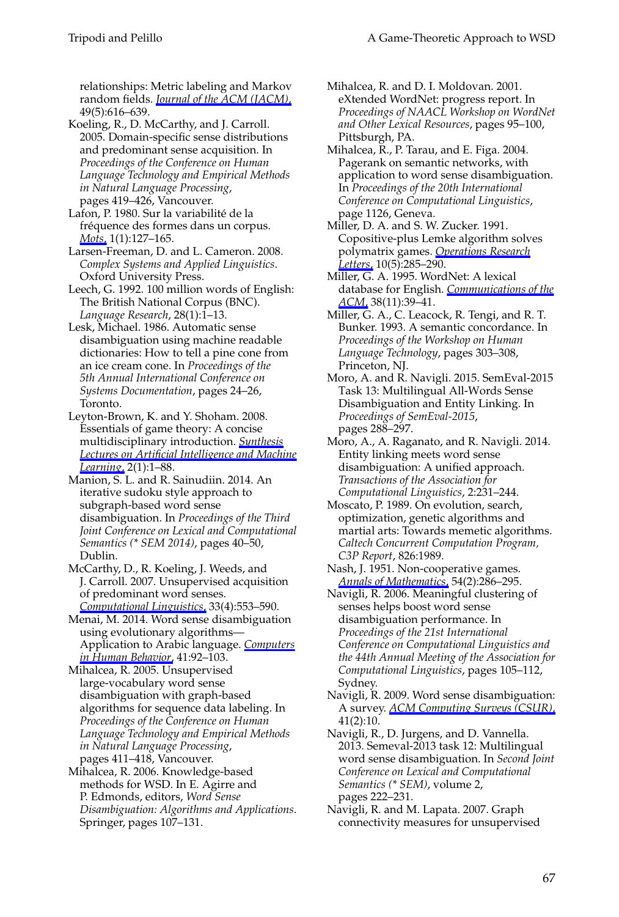relationships: Metric labeling and Markov random fields. *Journal of the ACM (JACM)*, 49(5):616–639.

Koeling, R., D. McCarthy, and J. Carroll. 2005. Domain-specific sense distributions and predominant sense acquisition. In *Proceedings of the Conference on Human Language Technology and Empirical Methods in Natural Language Processing*, pages 419–426, Vancouver.

Lafon, P. 1980. Sur la variabilité de la fréquence des formes dans un corpus. *Mots*, 1(1):127–165.

Larsen-Freeman, D. and L. Cameron. 2008. *Complex Systems and Applied Linguistics*. Oxford University Press.

Leech, G. 1992. 100 million words of English: The British National Corpus (BNC). *Language Research*, 28(1):1–13.

Lesk, Michael. 1986. Automatic sense disambiguation using machine readable dictionaries: How to tell a pine cone from an ice cream cone. In *Proceedings of the 5th Annual International Conference on Systems Documentation*, pages 24–26, Toronto.

Leyton-Brown, K. and Y. Shoham. 2008. Essentials of game theory: A concise multidisciplinary introduction. *Synthesis Lectures on Artificial Intelligence and Machine Learning*, 2(1):1–88.

Manion, S. L. and R. Sainudiin. 2014. An iterative sudoku style approach to subgraph-based word sense disambiguation. In *Proceedings of the Third Joint Conference on Lexical and Computational Semantics (* SEM 2014)*, pages 40–50, Dublin.

McCarthy, D., R. Koeling, J. Weeds, and J. Carroll. 2007. Unsupervised acquisition of predominant word senses. *Computational Linguistics*, 33(4):553–590.

Menai, M. 2014. Word sense disambiguation using evolutionary algorithms—Application to Arabic language. *Computers in Human Behavior*, 41:92–103.

Mihalcea, R. 2005. Unsupervised large-vocabulary word sense disambiguation with graph-based algorithms for sequence data labeling. In *Proceedings of the Conference on Human Language Technology and Empirical Methods in Natural Language Processing*, pages 411–418, Vancouver.

Mihalcea, R. 2006. Knowledge-based methods for WSD. In E. Agirre and P. Edmonds, editors, *Word Sense Disambiguation: Algorithms and Applications*. Springer, pages 107–131.

Mihalcea, R. and D. I. Moldovan. 2001. eXtended WordNet: progress report. In *Proceedings of NAACL Workshop on WordNet and Other Lexical Resources*, pages 95–100, Pittsburgh, PA.

Mihalcea, R., P. Tarau, and E. Figa. 2004. Pagerank on semantic networks, with application to word sense disambiguation. In *Proceedings of the 20th International Conference on Computational Linguistics*, page 1126, Geneva.

Miller, D. A. and S. W. Zucker. 1991. Copositive-plus Lemke algorithm solves polymatrix games. *Operations Research Letters*, 10(5):285–290.

Miller, G. A. 1995. WordNet: A lexical database for English. *Communications of the ACM*, 38(11):39–41.

Miller, G. A., C. Leacock, R. Tengi, and R. T. Bunker. 1993. A semantic concordance. In *Proceedings of the Workshop on Human Language Technology*, pages 303–308, Princeton, NJ.

Moro, A. and R. Navigli. 2015. SemEval-2015 Task 13: Multilingual All-Words Sense Disambiguation and Entity Linking. In *Proceedings of SemEval-2015*, pages 288–297.

Moro, A., A. Raganato, and R. Navigli. 2014. Entity linking meets word sense disambiguation: A unified approach. *Transactions of the Association for Computational Linguistics*, 2:231–244.

Moscato, P. 1989. On evolution, search, optimization, genetic algorithms and martial arts: Towards memetic algorithms. *Caltech Concurrent Computation Program, C3P Report*, 826:1989.

Nash, J. 1951. Non-cooperative games. *Annals of Mathematics*, 54(2):286–295.

Navigli, R. 2006. Meaningful clustering of senses helps boost word sense disambiguation performance. In *Proceedings of the 21st International Conference on Computational Linguistics and the 44th Annual Meeting of the Association for Computational Linguistics*, pages 105–112, Sydney.

Navigli, R. 2009. Word sense disambiguation: A survey. *ACM Computing Surveys (CSUR)*, 41(2):10.

Navigli, R., D. Jurgens, and D. Vannella. 2013. Semeval-2013 task 12: Multilingual word sense disambiguation. In *Second Joint Conference on Lexical and Computational Semantics (* SEM)*, volume 2, pages 222–231.

Navigli, R. and M. Lapata. 2007. Graph connectivity measures for unsupervised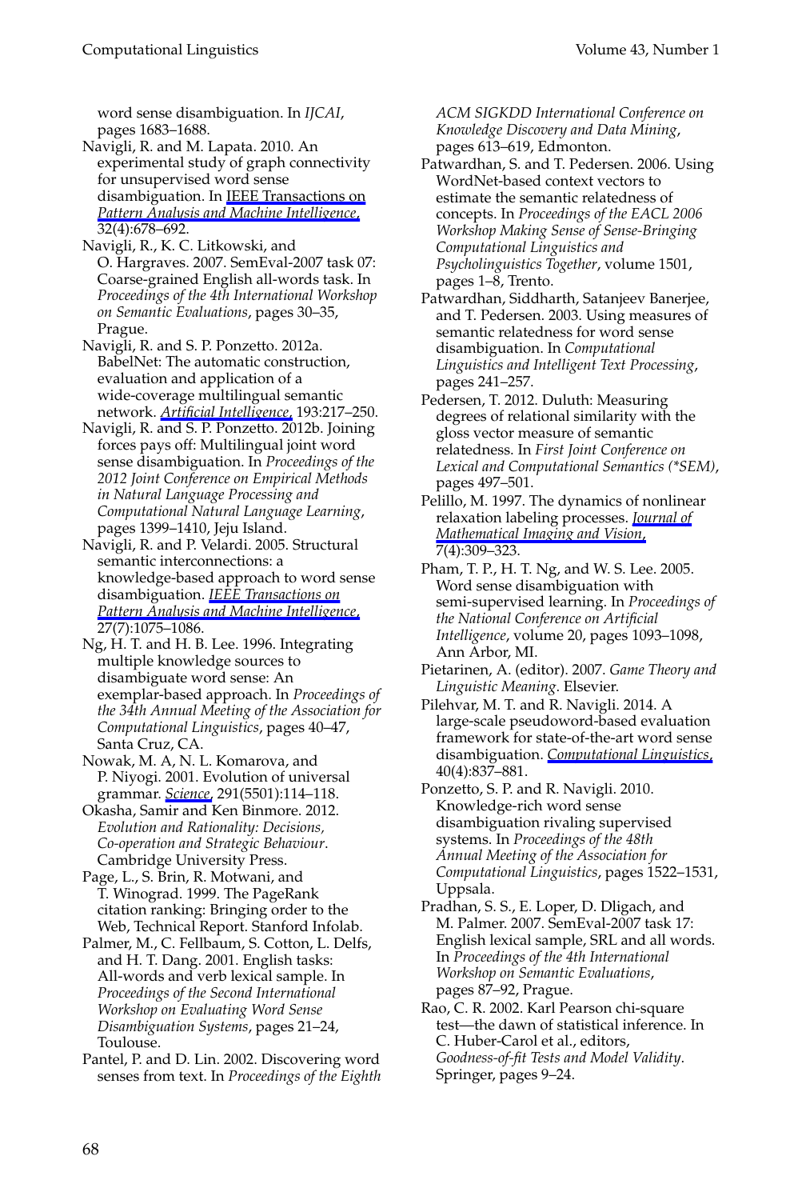word sense disambiguation. In *IJCAI*, pages 1683–1688.

Navigli, R. and M. Lapata. 2010. An experimental study of graph connectivity for unsupervised word sense disambiguation. In IEEE Transactions on *Pattern Analysis and Machine Intelligence*, 32(4):678–692.

Navigli, R., K. C. Litkowski, and O. Hargraves. 2007. SemEval-2007 task 07: Coarse-grained English all-words task. In *Proceedings of the 4th International Workshop on Semantic Evaluations*, pages 30–35, Prague.

Navigli, R. and S. P. Ponzetto. 2012a. BabelNet: The automatic construction, evaluation and application of a wide-coverage multilingual semantic network. *Artificial Intelligence*, 193:217–250.

Navigli, R. and S. P. Ponzetto. 2012b. Joining forces pays off: Multilingual joint word sense disambiguation. In *Proceedings of the 2012 Joint Conference on Empirical Methods in Natural Language Processing and Computational Natural Language Learning*, pages 1399–1410, Jeju Island.

Navigli, R. and P. Velardi. 2005. Structural semantic interconnections: a knowledge-based approach to word sense disambiguation. *IEEE Transactions on Pattern Analysis and Machine Intelligence*, 27(7):1075–1086.

Ng, H. T. and H. B. Lee. 1996. Integrating multiple knowledge sources to disambiguate word sense: An exemplar-based approach. In *Proceedings of the 34th Annual Meeting of the Association for Computational Linguistics*, pages 40–47, Santa Cruz, CA.

Nowak, M. A, N. L. Komarova, and P. Niyogi. 2001. Evolution of universal grammar. *Science*, 291(5501):114–118.

Okasha, Samir and Ken Binmore. 2012. *Evolution and Rationality: Decisions, Co-operation and Strategic Behaviour*. Cambridge University Press.

Page, L., S. Brin, R. Motwani, and T. Winograd. 1999. The PageRank citation ranking: Bringing order to the Web, Technical Report. Stanford Infolab.

Palmer, M., C. Fellbaum, S. Cotton, L. Delfs, and H. T. Dang. 2001. English tasks: All-words and verb lexical sample. In *Proceedings of the Second International Workshop on Evaluating Word Sense Disambiguation Systems*, pages 21–24, Toulouse.

Pantel, P. and D. Lin. 2002. Discovering word senses from text. In *Proceedings of the Eighth ACM SIGKDD International Conference on Knowledge Discovery and Data Mining*, pages 613–619, Edmonton.

Patwardhan, S. and T. Pedersen. 2006. Using WordNet-based context vectors to estimate the semantic relatedness of concepts. In *Proceedings of the EACL 2006 Workshop Making Sense of Sense-Bringing Computational Linguistics and Psycholinguistics Together*, volume 1501, pages 1–8, Trento.

Patwardhan, Siddharth, Satanjeev Banerjee, and T. Pedersen. 2003. Using measures of semantic relatedness for word sense disambiguation. In *Computational Linguistics and Intelligent Text Processing*, pages 241–257.

Pedersen, T. 2012. Duluth: Measuring degrees of relational similarity with the gloss vector measure of semantic relatedness. In *First Joint Conference on Lexical and Computational Semantics (*SEM)*, pages 497–501.

Pelillo, M. 1997. The dynamics of nonlinear relaxation labeling processes. *Journal of Mathematical Imaging and Vision*, 7(4):309–323.

Pham, T. P., H. T. Ng, and W. S. Lee. 2005. Word sense disambiguation with semi-supervised learning. In *Proceedings of the National Conference on Artificial Intelligence*, volume 20, pages 1093–1098, Ann Arbor, MI.

Pietarinen, A. (editor). 2007. *Game Theory and Linguistic Meaning*. Elsevier.

Pilehvar, M. T. and R. Navigli. 2014. A large-scale pseudoword-based evaluation framework for state-of-the-art word sense disambiguation. *Computational Linguistics*, 40(4):837–881.

Ponzetto, S. P. and R. Navigli. 2010. Knowledge-rich word sense disambiguation rivaling supervised systems. In *Proceedings of the 48th Annual Meeting of the Association for Computational Linguistics*, pages 1522–1531, Uppsala.

Pradhan, S. S., E. Loper, D. Dligach, and M. Palmer. 2007. SemEval-2007 task 17: English lexical sample, SRL and all words. In *Proceedings of the 4th International Workshop on Semantic Evaluations*, pages 87–92, Prague.

Rao, C. R. 2002. Karl Pearson chi-square test—the dawn of statistical inference. In C. Huber-Carol et al., editors, *Goodness-of-fit Tests and Model Validity*. Springer, pages 9–24.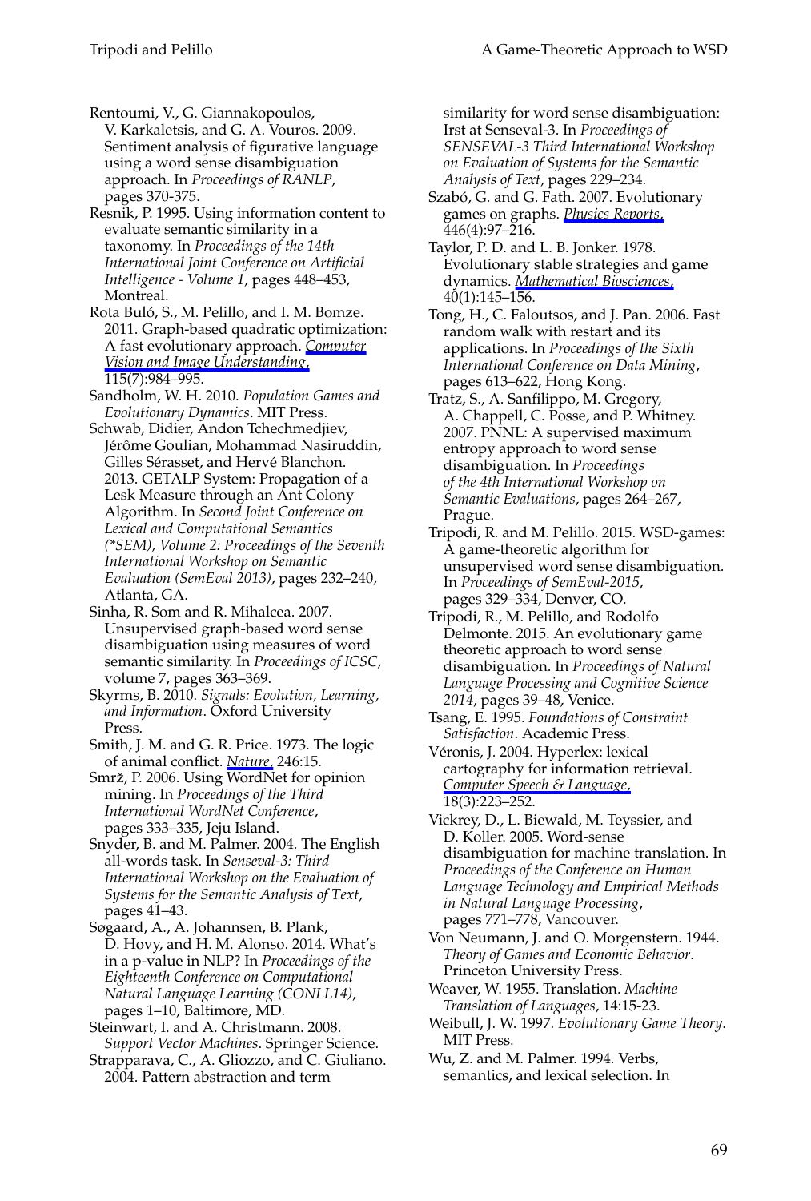Rentoumi, V., G. Giannakopoulos, V. Karkaletsis, and G. A. Vouros. 2009. Sentiment analysis of figurative language using a word sense disambiguation approach. In *Proceedings of RANLP*, pages 370-375.

Resnik, P. 1995. Using information content to evaluate semantic similarity in a taxonomy. In *Proceedings of the 14th International Joint Conference on Artificial Intelligence - Volume 1*, pages 448–453, Montreal.

Rota Buló, S., M. Pelillo, and I. M. Bomze. 2011. Graph-based quadratic optimization: A fast evolutionary approach. *Computer Vision and Image Understanding*, 115(7):984–995.

Sandholm, W. H. 2010. *Population Games and Evolutionary Dynamics*. MIT Press.

Schwab, Didier, Andon Tchechmedjiev, Jérôme Goulian, Mohammad Nasiruddin, Gilles Sérasset, and Hervé Blanchon. 2013. GETALP System: Propagation of a Lesk Measure through an Ant Colony Algorithm. In *Second Joint Conference on Lexical and Computational Semantics (*SEM), Volume 2: Proceedings of the Seventh International Workshop on Semantic Evaluation (SemEval 2013)*, pages 232–240, Atlanta, GA.

Sinha, R. Som and R. Mihalcea. 2007. Unsupervised graph-based word sense disambiguation using measures of word semantic similarity. In *Proceedings of ICSC*, volume 7, pages 363–369.

Skyrms, B. 2010. *Signals: Evolution, Learning, and Information*. Oxford University Press.

Smith, J. M. and G. R. Price. 1973. The logic of animal conflict. *Nature*, 246:15.

Smrž, P. 2006. Using WordNet for opinion mining. In *Proceedings of the Third International WordNet Conference*, pages 333–335, Jeju Island.

Snyder, B. and M. Palmer. 2004. The English all-words task. In *Senseval-3: Third International Workshop on the Evaluation of Systems for the Semantic Analysis of Text*, pages 41–43.

Søgaard, A., A. Johannsen, B. Plank, D. Hovy, and H. M. Alonso. 2014. What's in a p-value in NLP? In *Proceedings of the Eighteenth Conference on Computational Natural Language Learning (CONLL14)*, pages 1–10, Baltimore, MD.

Steinwart, I. and A. Christmann. 2008. *Support Vector Machines*. Springer Science.

Strapparava, C., A. Gliozzo, and C. Giuliano. 2004. Pattern abstraction and term similarity for word sense disambiguation: Irst at Senseval-3. In *Proceedings of SENSEVAL-3 Third International Workshop on Evaluation of Systems for the Semantic Analysis of Text*, pages 229–234.

Szabó, G. and G. Fath. 2007. Evolutionary games on graphs. *Physics Reports*, 446(4):97–216.

Taylor, P. D. and L. B. Jonker. 1978. Evolutionary stable strategies and game dynamics. *Mathematical Biosciences*, 40(1):145–156.

Tong, H., C. Faloutsos, and J. Pan. 2006. Fast random walk with restart and its applications. In *Proceedings of the Sixth International Conference on Data Mining*, pages 613–622, Hong Kong.

Tratz, S., A. Sanfilippo, M. Gregory, A. Chappell, C. Posse, and P. Whitney. 2007. PNNL: A supervised maximum entropy approach to word sense disambiguation. In *Proceedings of the 4th International Workshop on Semantic Evaluations*, pages 264–267, Prague.

Tripodi, R. and M. Pelillo. 2015. WSD-games: A game-theoretic algorithm for unsupervised word sense disambiguation. In *Proceedings of SemEval-2015*, pages 329–334, Denver, CO.

Tripodi, R., M. Pelillo, and Rodolfo Delmonte. 2015. An evolutionary game theoretic approach to word sense disambiguation. In *Proceedings of Natural Language Processing and Cognitive Science 2014*, pages 39–48, Venice.

Tsang, E. 1995. *Foundations of Constraint Satisfaction*. Academic Press.

Véronis, J. 2004. Hyperlex: lexical cartography for information retrieval. *Computer Speech & Language*, 18(3):223–252.

Vickrey, D., L. Biewald, M. Teyssier, and D. Koller. 2005. Word-sense disambiguation for machine translation. In *Proceedings of the Conference on Human Language Technology and Empirical Methods in Natural Language Processing*, pages 771–778, Vancouver.

Von Neumann, J. and O. Morgenstern. 1944. *Theory of Games and Economic Behavior*. Princeton University Press.

Weaver, W. 1955. Translation. *Machine Translation of Languages*, 14:15-23.

Weibull, J. W. 1997. *Evolutionary Game Theory*. MIT Press.

Wu, Z. and M. Palmer. 1994. Verbs, semantics, and lexical selection. In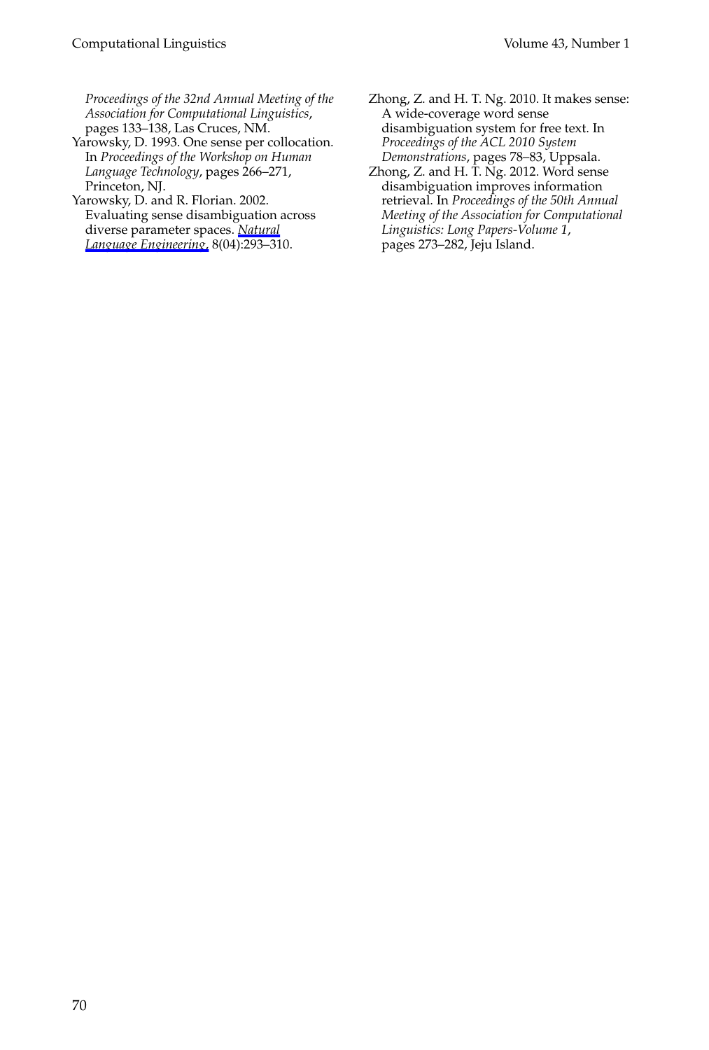*Proceedings of the 32nd Annual Meeting of the Association for Computational Linguistics*, pages 133–138, Las Cruces, NM.

Yarowsky, D. 1993. One sense per collocation. In *Proceedings of the Workshop on Human Language Technology*, pages 266–271, Princeton, NJ.

Yarowsky, D. and R. Florian. 2002. Evaluating sense disambiguation across diverse parameter spaces. *Natural Language Engineering*, 8(04):293–310.

Zhong, Z. and H. T. Ng. 2010. It makes sense: A wide-coverage word sense disambiguation system for free text. In *Proceedings of the ACL 2010 System Demonstrations*, pages 78–83, Uppsala.

Zhong, Z. and H. T. Ng. 2012. Word sense disambiguation improves information retrieval. In *Proceedings of the 50th Annual Meeting of the Association for Computational Linguistics: Long Papers-Volume 1*, pages 273–282, Jeju Island.